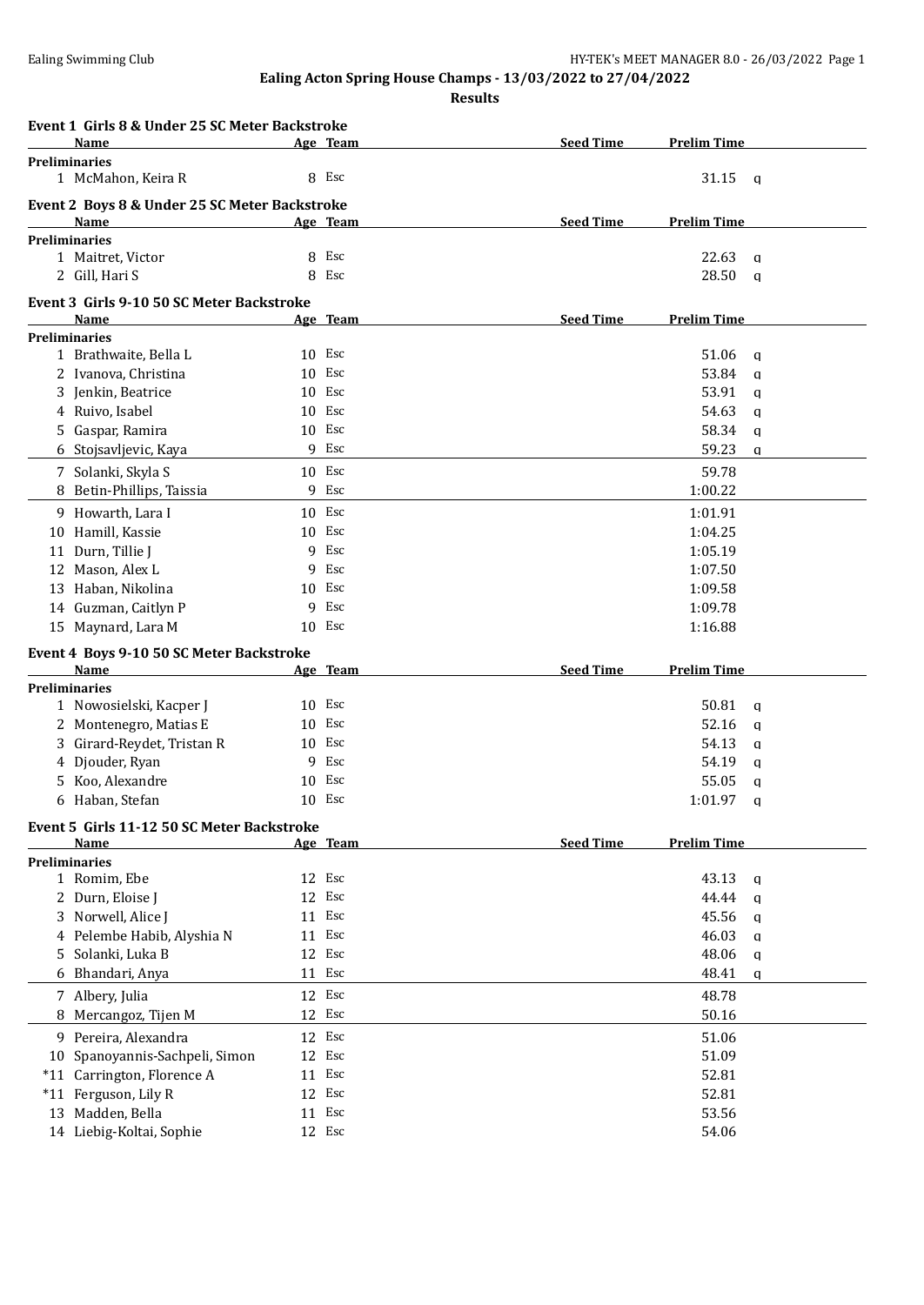Ealing Swimming Club

## Ealing Acton Spring House Champs - 13/03/2022 to 27/04/2022

### Results

**Event 1 Girls 8 & Under 25 SC Meter Backstroke**

| | Name | Age | Team | Seed Time | Prelim Time | |
|---|---|---|---|---|---|---|
| **Preliminaries** | | | | | | |
| 1 | McMahon, Keira R | 8 | Esc | | 31.15 | q |

**Event 2 Boys 8 & Under 25 SC Meter Backstroke**

| | Name | Age | Team | Seed Time | Prelim Time | |
|---|---|---|---|---|---|---|
| **Preliminaries** | | | | | | |
| 1 | Maitret, Victor | 8 | Esc | | 22.63 | q |
| 2 | Gill, Hari S | 8 | Esc | | 28.50 | q |

**Event 3 Girls 9-10 50 SC Meter Backstroke**

| | Name | Age | Team | Seed Time | Prelim Time | |
|---|---|---|---|---|---|---|
| **Preliminaries** | | | | | | |
| 1 | Brathwaite, Bella L | 10 | Esc | | 51.06 | q |
| 2 | Ivanova, Christina | 10 | Esc | | 53.84 | q |
| 3 | Jenkin, Beatrice | 10 | Esc | | 53.91 | q |
| 4 | Ruivo, Isabel | 10 | Esc | | 54.63 | q |
| 5 | Gaspar, Ramira | 10 | Esc | | 58.34 | q |
| 6 | Stojsavljevic, Kaya | 9 | Esc | | 59.23 | q |
| 7 | Solanki, Skyla S | 10 | Esc | | 59.78 | |
| 8 | Betin-Phillips, Taissia | 9 | Esc | | 1:00.22 | |
| 9 | Howarth, Lara I | 10 | Esc | | 1:01.91 | |
| 10 | Hamill, Kassie | 10 | Esc | | 1:04.25 | |
| 11 | Durn, Tillie J | 9 | Esc | | 1:05.19 | |
| 12 | Mason, Alex L | 9 | Esc | | 1:07.50 | |
| 13 | Haban, Nikolina | 10 | Esc | | 1:09.58 | |
| 14 | Guzman, Caitlyn P | 9 | Esc | | 1:09.78 | |
| 15 | Maynard, Lara M | 10 | Esc | | 1:16.88 | |

**Event 4 Boys 9-10 50 SC Meter Backstroke**

| | Name | Age | Team | Seed Time | Prelim Time | |
|---|---|---|---|---|---|---|
| **Preliminaries** | | | | | | |
| 1 | Nowosielski, Kacper J | 10 | Esc | | 50.81 | q |
| 2 | Montenegro, Matias E | 10 | Esc | | 52.16 | q |
| 3 | Girard-Reydet, Tristan R | 10 | Esc | | 54.13 | q |
| 4 | Djouder, Ryan | 9 | Esc | | 54.19 | q |
| 5 | Koo, Alexandre | 10 | Esc | | 55.05 | q |
| 6 | Haban, Stefan | 10 | Esc | | 1:01.97 | q |

**Event 5 Girls 11-12 50 SC Meter Backstroke**

| | Name | Age | Team | Seed Time | Prelim Time | |
|---|---|---|---|---|---|---|
| **Preliminaries** | | | | | | |
| 1 | Romim, Ebe | 12 | Esc | | 43.13 | q |
| 2 | Durn, Eloise J | 12 | Esc | | 44.44 | q |
| 3 | Norwell, Alice J | 11 | Esc | | 45.56 | q |
| 4 | Pelembe Habib, Alyshia N | 11 | Esc | | 46.03 | q |
| 5 | Solanki, Luka B | 12 | Esc | | 48.06 | q |
| 6 | Bhandari, Anya | 11 | Esc | | 48.41 | q |
| 7 | Albery, Julia | 12 | Esc | | 48.78 | |
| 8 | Mercangoz, Tijen M | 12 | Esc | | 50.16 | |
| 9 | Pereira, Alexandra | 12 | Esc | | 51.06 | |
| 10 | Spanoyannis-Sachpeli, Simon | 12 | Esc | | 51.09 | |
| *11 | Carrington, Florence A | 11 | Esc | | 52.81 | |
| *11 | Ferguson, Lily R | 12 | Esc | | 52.81 | |
| 13 | Madden, Bella | 11 | Esc | | 53.56 | |
| 14 | Liebig-Koltai, Sophie | 12 | Esc | | 54.06 | |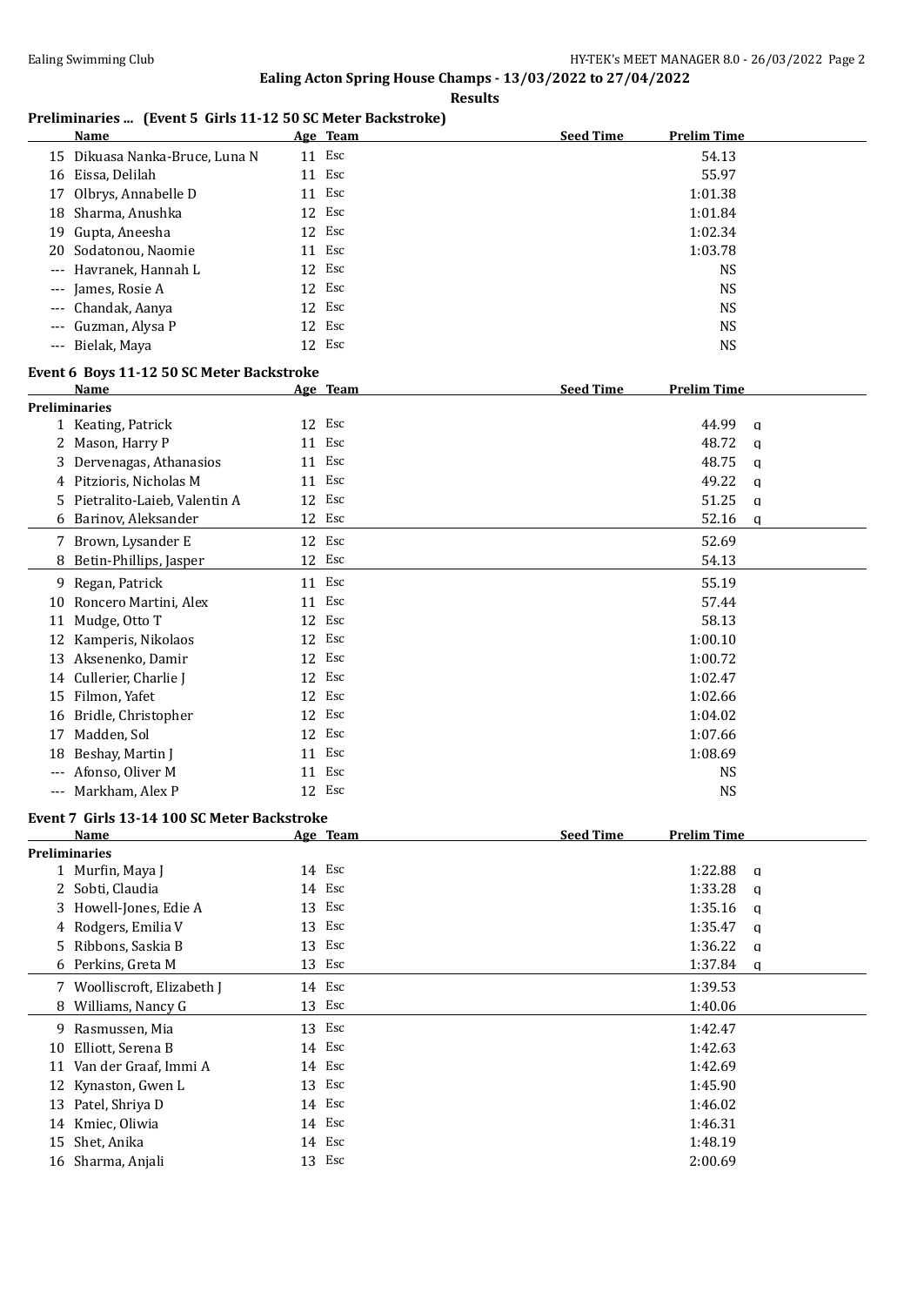**Ealing Acton Spring House Champs - 13/03/2022 to 27/04/2022**

**Results**

### Preliminaries ... (Event 5 Girls 11-12 50 SC Meter Backstroke)

| | Name | Age | Team | Seed Time | Prelim Time | |
|---|---|---|---|---|---|---|
| 15 | Dikuasa Nanka-Bruce, Luna N | 11 | Esc | | 54.13 | |
| 16 | Eissa, Delilah | 11 | Esc | | 55.97 | |
| 17 | Olbrys, Annabelle D | 11 | Esc | | 1:01.38 | |
| 18 | Sharma, Anushka | 12 | Esc | | 1:01.84 | |
| 19 | Gupta, Aneesha | 12 | Esc | | 1:02.34 | |
| 20 | Sodatonou, Naomie | 11 | Esc | | 1:03.78 | |
| --- | Havranek, Hannah L | 12 | Esc | | NS | |
| --- | James, Rosie A | 12 | Esc | | NS | |
| --- | Chandak, Aanya | 12 | Esc | | NS | |
| --- | Guzman, Alysa P | 12 | Esc | | NS | |
| --- | Bielak, Maya | 12 | Esc | | NS | |

### Event 6 Boys 11-12 50 SC Meter Backstroke

| | Name | Age | Team | Seed Time | Prelim Time | |
|---|---|---|---|---|---|---|
| **Preliminaries** | | | | | | |
| 1 | Keating, Patrick | 12 | Esc | | 44.99 | q |
| 2 | Mason, Harry P | 11 | Esc | | 48.72 | q |
| 3 | Dervenagas, Athanasios | 11 | Esc | | 48.75 | q |
| 4 | Pitzioris, Nicholas M | 11 | Esc | | 49.22 | q |
| 5 | Pietralito-Laieb, Valentin A | 12 | Esc | | 51.25 | q |
| 6 | Barinov, Aleksander | 12 | Esc | | 52.16 | q |
| 7 | Brown, Lysander E | 12 | Esc | | 52.69 | |
| 8 | Betin-Phillips, Jasper | 12 | Esc | | 54.13 | |
| 9 | Regan, Patrick | 11 | Esc | | 55.19 | |
| 10 | Roncero Martini, Alex | 11 | Esc | | 57.44 | |
| 11 | Mudge, Otto T | 12 | Esc | | 58.13 | |
| 12 | Kamperis, Nikolaos | 12 | Esc | | 1:00.10 | |
| 13 | Aksenenko, Damir | 12 | Esc | | 1:00.72 | |
| 14 | Cullerier, Charlie J | 12 | Esc | | 1:02.47 | |
| 15 | Filmon, Yafet | 12 | Esc | | 1:02.66 | |
| 16 | Bridle, Christopher | 12 | Esc | | 1:04.02 | |
| 17 | Madden, Sol | 12 | Esc | | 1:07.66 | |
| 18 | Beshay, Martin J | 11 | Esc | | 1:08.69 | |
| --- | Afonso, Oliver M | 11 | Esc | | NS | |
| --- | Markham, Alex P | 12 | Esc | | NS | |

### Event 7 Girls 13-14 100 SC Meter Backstroke

| | Name | Age | Team | Seed Time | Prelim Time | |
|---|---|---|---|---|---|---|
| **Preliminaries** | | | | | | |
| 1 | Murfin, Maya J | 14 | Esc | | 1:22.88 | q |
| 2 | Sobti, Claudia | 14 | Esc | | 1:33.28 | q |
| 3 | Howell-Jones, Edie A | 13 | Esc | | 1:35.16 | q |
| 4 | Rodgers, Emilia V | 13 | Esc | | 1:35.47 | q |
| 5 | Ribbons, Saskia B | 13 | Esc | | 1:36.22 | q |
| 6 | Perkins, Greta M | 13 | Esc | | 1:37.84 | q |
| 7 | Woolliscroft, Elizabeth J | 14 | Esc | | 1:39.53 | |
| 8 | Williams, Nancy G | 13 | Esc | | 1:40.06 | |
| 9 | Rasmussen, Mia | 13 | Esc | | 1:42.47 | |
| 10 | Elliott, Serena B | 14 | Esc | | 1:42.63 | |
| 11 | Van der Graaf, Immi A | 14 | Esc | | 1:42.69 | |
| 12 | Kynaston, Gwen L | 13 | Esc | | 1:45.90 | |
| 13 | Patel, Shriya D | 14 | Esc | | 1:46.02 | |
| 14 | Kmiec, Oliwia | 14 | Esc | | 1:46.31 | |
| 15 | Shet, Anika | 14 | Esc | | 1:48.19 | |
| 16 | Sharma, Anjali | 13 | Esc | | 2:00.69 | |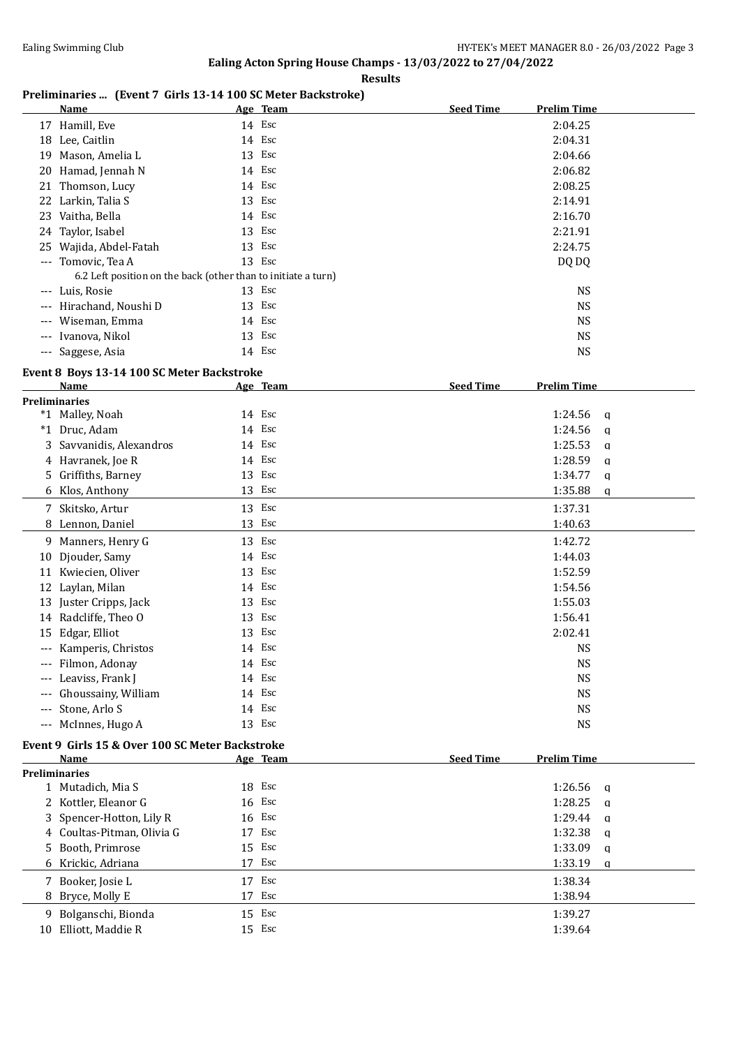## Ealing Acton Spring House Champs - 13/03/2022 to 27/04/2022

**Results**

### Preliminaries ... (Event 7 Girls 13-14 100 SC Meter Backstroke)

| | Name | Age | Team | Seed Time | Prelim Time | |
|---|---|---|---|---|---|---|
| 17 | Hamill, Eve | 14 | Esc | | 2:04.25 | |
| 18 | Lee, Caitlin | 14 | Esc | | 2:04.31 | |
| 19 | Mason, Amelia L | 13 | Esc | | 2:04.66 | |
| 20 | Hamad, Jennah N | 14 | Esc | | 2:06.82 | |
| 21 | Thomson, Lucy | 14 | Esc | | 2:08.25 | |
| 22 | Larkin, Talia S | 13 | Esc | | 2:14.91 | |
| 23 | Vaitha, Bella | 14 | Esc | | 2:16.70 | |
| 24 | Taylor, Isabel | 13 | Esc | | 2:21.91 | |
| 25 | Wajida, Abdel-Fatah | 13 | Esc | | 2:24.75 | |
| --- | Tomovic, Tea A | 13 | Esc | | DQ DQ | |
| | 6.2 Left position on the back (other than to initiate a turn) | | | | | |
| --- | Luis, Rosie | 13 | Esc | | NS | |
| --- | Hirachand, Noushi D | 13 | Esc | | NS | |
| --- | Wiseman, Emma | 14 | Esc | | NS | |
| --- | Ivanova, Nikol | 13 | Esc | | NS | |
| --- | Saggese, Asia | 14 | Esc | | NS | |

### Event 8 Boys 13-14 100 SC Meter Backstroke

| | Name | Age | Team | Seed Time | Prelim Time | |
|---|---|---|---|---|---|---|
| **Preliminaries** | | | | | | |
| *1 | Malley, Noah | 14 | Esc | | 1:24.56 | q |
| *1 | Druc, Adam | 14 | Esc | | 1:24.56 | q |
| 3 | Savvanidis, Alexandros | 14 | Esc | | 1:25.53 | q |
| 4 | Havranek, Joe R | 14 | Esc | | 1:28.59 | q |
| 5 | Griffiths, Barney | 13 | Esc | | 1:34.77 | q |
| 6 | Klos, Anthony | 13 | Esc | | 1:35.88 | q |
| 7 | Skitsko, Artur | 13 | Esc | | 1:37.31 | |
| 8 | Lennon, Daniel | 13 | Esc | | 1:40.63 | |
| 9 | Manners, Henry G | 13 | Esc | | 1:42.72 | |
| 10 | Djouder, Samy | 14 | Esc | | 1:44.03 | |
| 11 | Kwiecien, Oliver | 13 | Esc | | 1:52.59 | |
| 12 | Laylan, Milan | 14 | Esc | | 1:54.56 | |
| 13 | Juster Cripps, Jack | 13 | Esc | | 1:55.03 | |
| 14 | Radcliffe, Theo O | 13 | Esc | | 1:56.41 | |
| 15 | Edgar, Elliot | 13 | Esc | | 2:02.41 | |
| --- | Kamperis, Christos | 14 | Esc | | NS | |
| --- | Filmon, Adonay | 14 | Esc | | NS | |
| --- | Leaviss, Frank J | 14 | Esc | | NS | |
| --- | Ghoussainy, William | 14 | Esc | | NS | |
| --- | Stone, Arlo S | 14 | Esc | | NS | |
| --- | McInnes, Hugo A | 13 | Esc | | NS | |

### Event 9 Girls 15 & Over 100 SC Meter Backstroke

| | Name | Age | Team | Seed Time | Prelim Time | |
|---|---|---|---|---|---|---|
| **Preliminaries** | | | | | | |
| 1 | Mutadich, Mia S | 18 | Esc | | 1:26.56 | q |
| 2 | Kottler, Eleanor G | 16 | Esc | | 1:28.25 | q |
| 3 | Spencer-Hotton, Lily R | 16 | Esc | | 1:29.44 | q |
| 4 | Coultas-Pitman, Olivia G | 17 | Esc | | 1:32.38 | q |
| 5 | Booth, Primrose | 15 | Esc | | 1:33.09 | q |
| 6 | Krickic, Adriana | 17 | Esc | | 1:33.19 | q |
| 7 | Booker, Josie L | 17 | Esc | | 1:38.34 | |
| 8 | Bryce, Molly E | 17 | Esc | | 1:38.94 | |
| 9 | Bolganschi, Bionda | 15 | Esc | | 1:39.27 | |
| 10 | Elliott, Maddie R | 15 | Esc | | 1:39.64 | |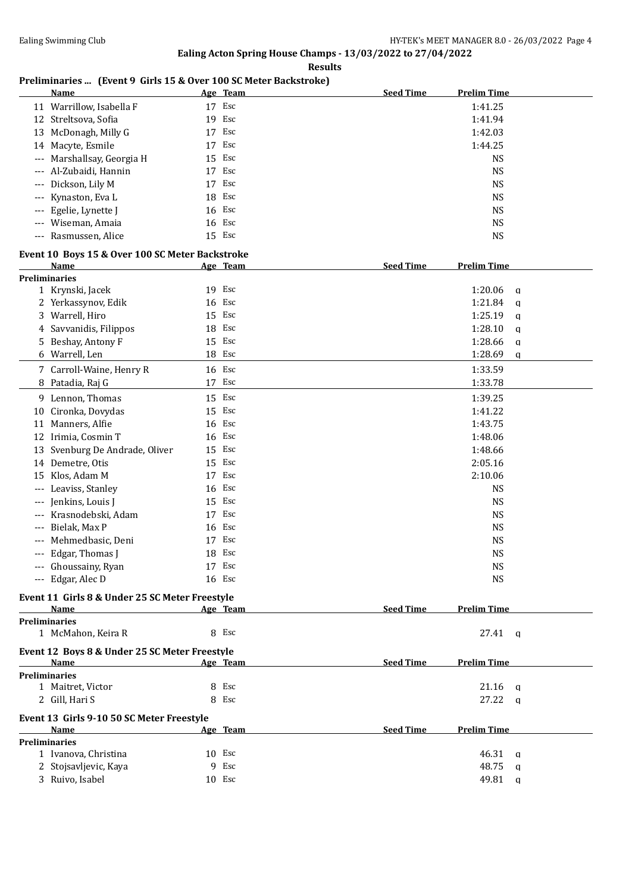## Ealing Acton Spring House Champs - 13/03/2022 to 27/04/2022

**Results**

### Preliminaries ... (Event 9 Girls 15 & Over 100 SC Meter Backstroke)

| | Name | Age | Team | Seed Time | Prelim Time | |
|---|---|---|---|---|---|---|
| 11 | Warrillow, Isabella F | 17 | Esc | | 1:41.25 | |
| 12 | Streltsova, Sofia | 19 | Esc | | 1:41.94 | |
| 13 | McDonagh, Milly G | 17 | Esc | | 1:42.03 | |
| 14 | Macyte, Esmile | 17 | Esc | | 1:44.25 | |
| --- | Marshallsay, Georgia H | 15 | Esc | | NS | |
| --- | Al-Zubaidi, Hannin | 17 | Esc | | NS | |
| --- | Dickson, Lily M | 17 | Esc | | NS | |
| --- | Kynaston, Eva L | 18 | Esc | | NS | |
| --- | Egelie, Lynette J | 16 | Esc | | NS | |
| --- | Wiseman, Amaia | 16 | Esc | | NS | |
| --- | Rasmussen, Alice | 15 | Esc | | NS | |

### Event 10 Boys 15 & Over 100 SC Meter Backstroke

| | Name | Age | Team | Seed Time | Prelim Time | |
|---|---|---|---|---|---|---|
| **Preliminaries** | | | | | | |
| 1 | Krynski, Jacek | 19 | Esc | | 1:20.06 | q |
| 2 | Yerkassynov, Edik | 16 | Esc | | 1:21.84 | q |
| 3 | Warrell, Hiro | 15 | Esc | | 1:25.19 | q |
| 4 | Savvanidis, Filippos | 18 | Esc | | 1:28.10 | q |
| 5 | Beshay, Antony F | 15 | Esc | | 1:28.66 | q |
| 6 | Warrell, Len | 18 | Esc | | 1:28.69 | q |
| 7 | Carroll-Waine, Henry R | 16 | Esc | | 1:33.59 | |
| 8 | Patadia, Raj G | 17 | Esc | | 1:33.78 | |
| 9 | Lennon, Thomas | 15 | Esc | | 1:39.25 | |
| 10 | Cironka, Dovydas | 15 | Esc | | 1:41.22 | |
| 11 | Manners, Alfie | 16 | Esc | | 1:43.75 | |
| 12 | Irimia, Cosmin T | 16 | Esc | | 1:48.06 | |
| 13 | Svenburg De Andrade, Oliver | 15 | Esc | | 1:48.66 | |
| 14 | Demetre, Otis | 15 | Esc | | 2:05.16 | |
| 15 | Klos, Adam M | 17 | Esc | | 2:10.06 | |
| --- | Leaviss, Stanley | 16 | Esc | | NS | |
| --- | Jenkins, Louis J | 15 | Esc | | NS | |
| --- | Krasnodebski, Adam | 17 | Esc | | NS | |
| --- | Bielak, Max P | 16 | Esc | | NS | |
| --- | Mehmedbasic, Deni | 17 | Esc | | NS | |
| --- | Edgar, Thomas J | 18 | Esc | | NS | |
| --- | Ghoussainy, Ryan | 17 | Esc | | NS | |
| --- | Edgar, Alec D | 16 | Esc | | NS | |

### Event 11 Girls 8 & Under 25 SC Meter Freestyle

| | Name | Age | Team | Seed Time | Prelim Time | |
|---|---|---|---|---|---|---|
| **Preliminaries** | | | | | | |
| 1 | McMahon, Keira R | 8 | Esc | | 27.41 | q |

### Event 12 Boys 8 & Under 25 SC Meter Freestyle

| | Name | Age | Team | Seed Time | Prelim Time | |
|---|---|---|---|---|---|---|
| **Preliminaries** | | | | | | |
| 1 | Maitret, Victor | 8 | Esc | | 21.16 | q |
| 2 | Gill, Hari S | 8 | Esc | | 27.22 | q |

### Event 13 Girls 9-10 50 SC Meter Freestyle

| | Name | Age | Team | Seed Time | Prelim Time | |
|---|---|---|---|---|---|---|
| **Preliminaries** | | | | | | |
| 1 | Ivanova, Christina | 10 | Esc | | 46.31 | q |
| 2 | Stojsavljevic, Kaya | 9 | Esc | | 48.75 | q |
| 3 | Ruivo, Isabel | 10 | Esc | | 49.81 | q |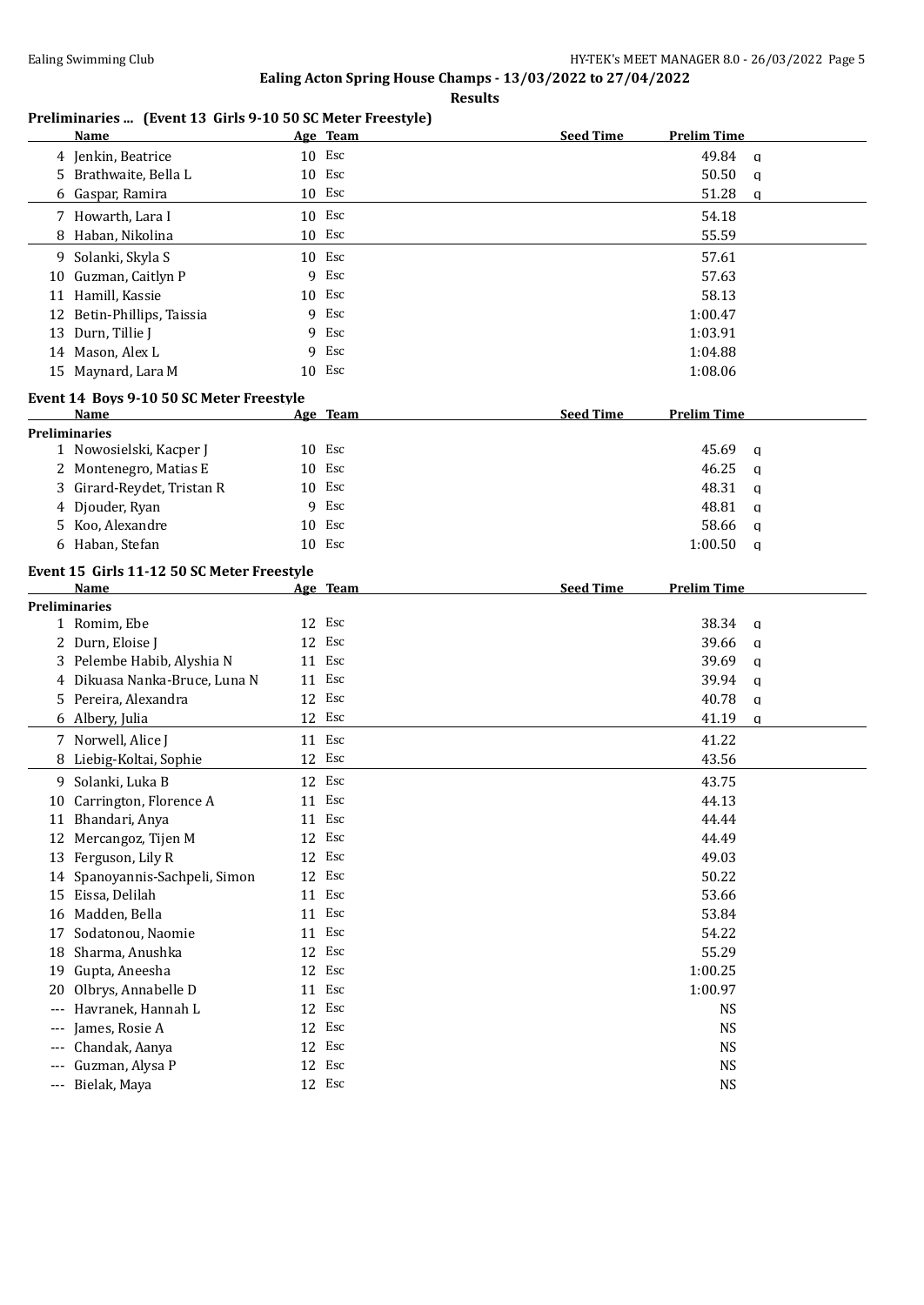**Ealing Acton Spring House Champs - 13/03/2022 to 27/04/2022**

**Results**

**Preliminaries ... (Event 13 Girls 9-10 50 SC Meter Freestyle)**

| | Name | Age | Team | Seed Time | Prelim Time | |
|---|---|---|---|---|---|---|
| 4 | Jenkin, Beatrice | 10 | Esc | | 49.84 | q |
| 5 | Brathwaite, Bella L | 10 | Esc | | 50.50 | q |
| 6 | Gaspar, Ramira | 10 | Esc | | 51.28 | q |
| 7 | Howarth, Lara I | 10 | Esc | | 54.18 | |
| 8 | Haban, Nikolina | 10 | Esc | | 55.59 | |
| 9 | Solanki, Skyla S | 10 | Esc | | 57.61 | |
| 10 | Guzman, Caitlyn P | 9 | Esc | | 57.63 | |
| 11 | Hamill, Kassie | 10 | Esc | | 58.13 | |
| 12 | Betin-Phillips, Taissia | 9 | Esc | | 1:00.47 | |
| 13 | Durn, Tillie J | 9 | Esc | | 1:03.91 | |
| 14 | Mason, Alex L | 9 | Esc | | 1:04.88 | |
| 15 | Maynard, Lara M | 10 | Esc | | 1:08.06 | |

**Event 14 Boys 9-10 50 SC Meter Freestyle**

| | Name | Age | Team | Seed Time | Prelim Time | |
|---|---|---|---|---|---|---|
| **Preliminaries** | | | | | | |
| 1 | Nowosielski, Kacper J | 10 | Esc | | 45.69 | q |
| 2 | Montenegro, Matias E | 10 | Esc | | 46.25 | q |
| 3 | Girard-Reydet, Tristan R | 10 | Esc | | 48.31 | q |
| 4 | Djouder, Ryan | 9 | Esc | | 48.81 | q |
| 5 | Koo, Alexandre | 10 | Esc | | 58.66 | q |
| 6 | Haban, Stefan | 10 | Esc | | 1:00.50 | q |

**Event 15 Girls 11-12 50 SC Meter Freestyle**

| | Name | Age | Team | Seed Time | Prelim Time | |
|---|---|---|---|---|---|---|
| **Preliminaries** | | | | | | |
| 1 | Romim, Ebe | 12 | Esc | | 38.34 | q |
| 2 | Durn, Eloise J | 12 | Esc | | 39.66 | q |
| 3 | Pelembe Habib, Alyshia N | 11 | Esc | | 39.69 | q |
| 4 | Dikuasa Nanka-Bruce, Luna N | 11 | Esc | | 39.94 | q |
| 5 | Pereira, Alexandra | 12 | Esc | | 40.78 | q |
| 6 | Albery, Julia | 12 | Esc | | 41.19 | q |
| 7 | Norwell, Alice J | 11 | Esc | | 41.22 | |
| 8 | Liebig-Koltai, Sophie | 12 | Esc | | 43.56 | |
| 9 | Solanki, Luka B | 12 | Esc | | 43.75 | |
| 10 | Carrington, Florence A | 11 | Esc | | 44.13 | |
| 11 | Bhandari, Anya | 11 | Esc | | 44.44 | |
| 12 | Mercangoz, Tijen M | 12 | Esc | | 44.49 | |
| 13 | Ferguson, Lily R | 12 | Esc | | 49.03 | |
| 14 | Spanoyannis-Sachpeli, Simon | 12 | Esc | | 50.22 | |
| 15 | Eissa, Delilah | 11 | Esc | | 53.66 | |
| 16 | Madden, Bella | 11 | Esc | | 53.84 | |
| 17 | Sodatonou, Naomie | 11 | Esc | | 54.22 | |
| 18 | Sharma, Anushka | 12 | Esc | | 55.29 | |
| 19 | Gupta, Aneesha | 12 | Esc | | 1:00.25 | |
| 20 | Olbrys, Annabelle D | 11 | Esc | | 1:00.97 | |
| --- | Havranek, Hannah L | 12 | Esc | | NS | |
| --- | James, Rosie A | 12 | Esc | | NS | |
| --- | Chandak, Aanya | 12 | Esc | | NS | |
| --- | Guzman, Alysa P | 12 | Esc | | NS | |
| --- | Bielak, Maya | 12 | Esc | | NS | |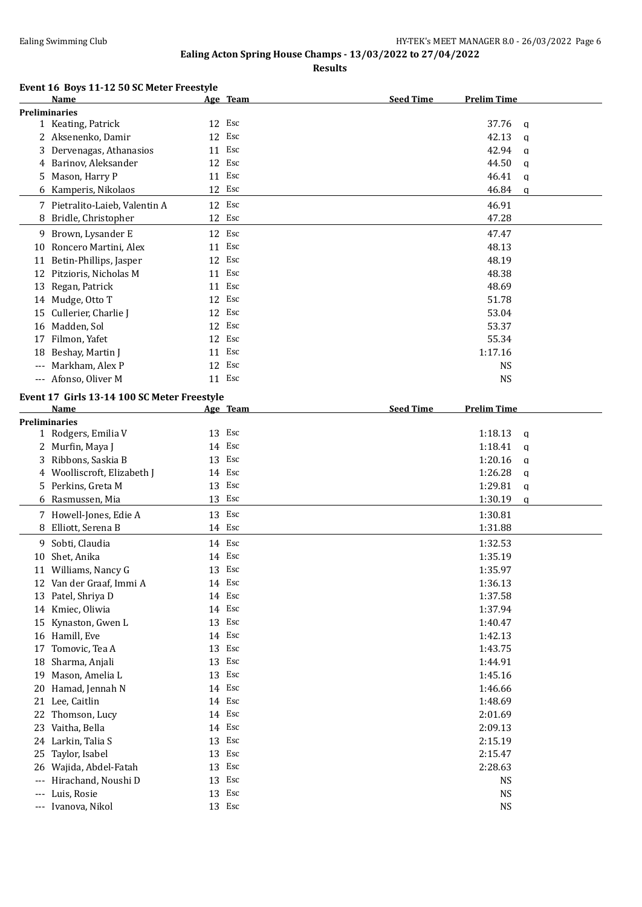# Ealing Acton Spring House Champs - 13/03/2022 to 27/04/2022

## Results

### Event 16 Boys 11-12 50 SC Meter Freestyle

| | Name | Age | Team | Seed Time | Prelim Time | |
|---|---|---|---|---|---|---|
| **Preliminaries** | | | | | | |
| 1 | Keating, Patrick | 12 | Esc | | 37.76 | q |
| 2 | Aksenenko, Damir | 12 | Esc | | 42.13 | q |
| 3 | Dervenagas, Athanasios | 11 | Esc | | 42.94 | q |
| 4 | Barinov, Aleksander | 12 | Esc | | 44.50 | q |
| 5 | Mason, Harry P | 11 | Esc | | 46.41 | q |
| 6 | Kamperis, Nikolaos | 12 | Esc | | 46.84 | q |
| 7 | Pietralito-Laieb, Valentin A | 12 | Esc | | 46.91 | |
| 8 | Bridle, Christopher | 12 | Esc | | 47.28 | |
| 9 | Brown, Lysander E | 12 | Esc | | 47.47 | |
| 10 | Roncero Martini, Alex | 11 | Esc | | 48.13 | |
| 11 | Betin-Phillips, Jasper | 12 | Esc | | 48.19 | |
| 12 | Pitzioris, Nicholas M | 11 | Esc | | 48.38 | |
| 13 | Regan, Patrick | 11 | Esc | | 48.69 | |
| 14 | Mudge, Otto T | 12 | Esc | | 51.78 | |
| 15 | Cullerier, Charlie J | 12 | Esc | | 53.04 | |
| 16 | Madden, Sol | 12 | Esc | | 53.37 | |
| 17 | Filmon, Yafet | 12 | Esc | | 55.34 | |
| 18 | Beshay, Martin J | 11 | Esc | | 1:17.16 | |
| --- | Markham, Alex P | 12 | Esc | | NS | |
| --- | Afonso, Oliver M | 11 | Esc | | NS | |

### Event 17 Girls 13-14 100 SC Meter Freestyle

| | Name | Age | Team | Seed Time | Prelim Time | |
|---|---|---|---|---|---|---|
| **Preliminaries** | | | | | | |
| 1 | Rodgers, Emilia V | 13 | Esc | | 1:18.13 | q |
| 2 | Murfin, Maya J | 14 | Esc | | 1:18.41 | q |
| 3 | Ribbons, Saskia B | 13 | Esc | | 1:20.16 | q |
| 4 | Woolliscroft, Elizabeth J | 14 | Esc | | 1:26.28 | q |
| 5 | Perkins, Greta M | 13 | Esc | | 1:29.81 | q |
| 6 | Rasmussen, Mia | 13 | Esc | | 1:30.19 | q |
| 7 | Howell-Jones, Edie A | 13 | Esc | | 1:30.81 | |
| 8 | Elliott, Serena B | 14 | Esc | | 1:31.88 | |
| 9 | Sobti, Claudia | 14 | Esc | | 1:32.53 | |
| 10 | Shet, Anika | 14 | Esc | | 1:35.19 | |
| 11 | Williams, Nancy G | 13 | Esc | | 1:35.97 | |
| 12 | Van der Graaf, Immi A | 14 | Esc | | 1:36.13 | |
| 13 | Patel, Shriya D | 14 | Esc | | 1:37.58 | |
| 14 | Kmiec, Oliwia | 14 | Esc | | 1:37.94 | |
| 15 | Kynaston, Gwen L | 13 | Esc | | 1:40.47 | |
| 16 | Hamill, Eve | 14 | Esc | | 1:42.13 | |
| 17 | Tomovic, Tea A | 13 | Esc | | 1:43.75 | |
| 18 | Sharma, Anjali | 13 | Esc | | 1:44.91 | |
| 19 | Mason, Amelia L | 13 | Esc | | 1:45.16 | |
| 20 | Hamad, Jennah N | 14 | Esc | | 1:46.66 | |
| 21 | Lee, Caitlin | 14 | Esc | | 1:48.69 | |
| 22 | Thomson, Lucy | 14 | Esc | | 2:01.69 | |
| 23 | Vaitha, Bella | 14 | Esc | | 2:09.13 | |
| 24 | Larkin, Talia S | 13 | Esc | | 2:15.19 | |
| 25 | Taylor, Isabel | 13 | Esc | | 2:15.47 | |
| 26 | Wajida, Abdel-Fatah | 13 | Esc | | 2:28.63 | |
| --- | Hirachand, Noushi D | 13 | Esc | | NS | |
| --- | Luis, Rosie | 13 | Esc | | NS | |
| --- | Ivanova, Nikol | 13 | Esc | | NS | |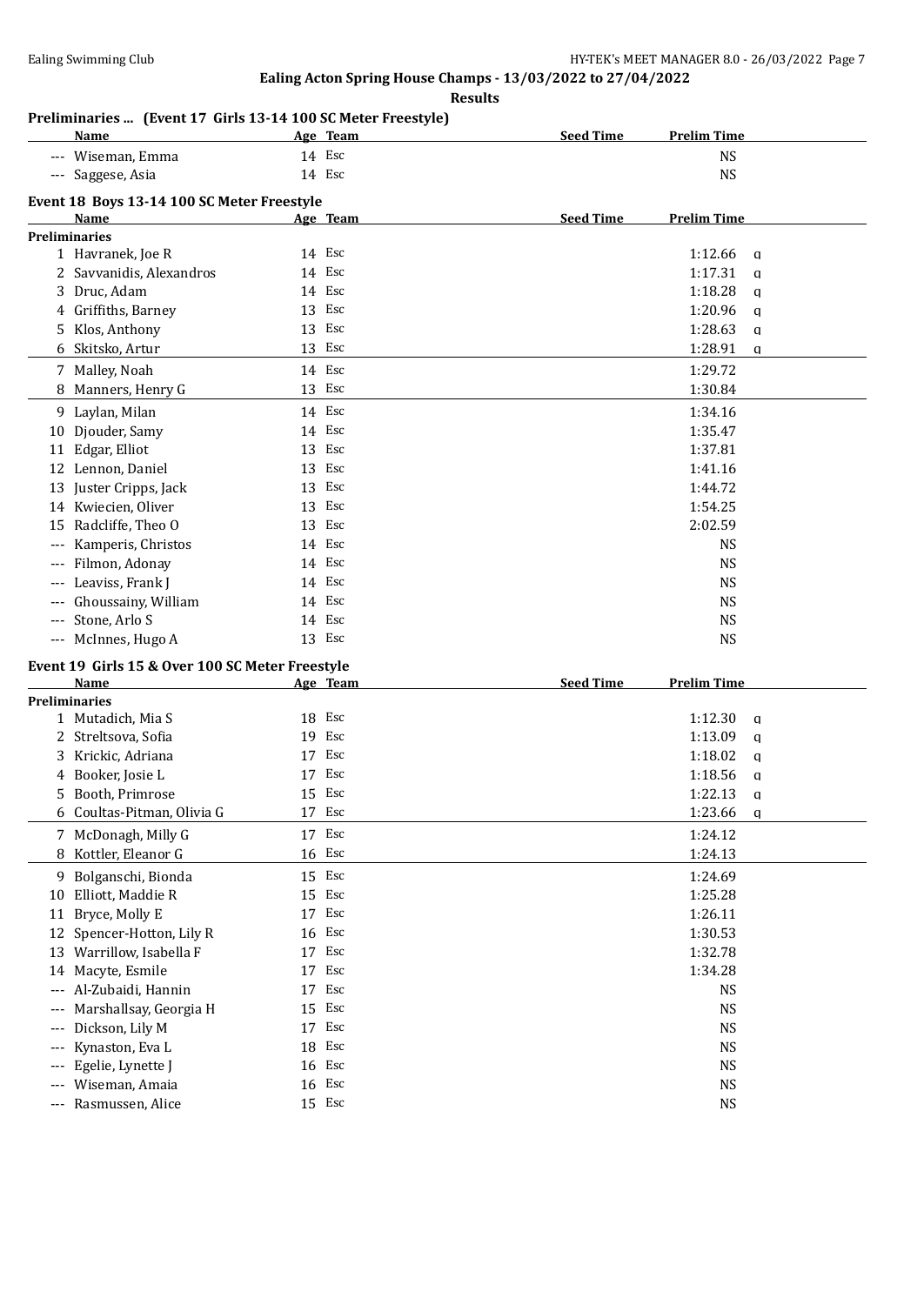**Ealing Acton Spring House Champs - 13/03/2022 to 27/04/2022**

**Results**

### Preliminaries ... (Event 17 Girls 13-14 100 SC Meter Freestyle)

| | Name | Age | Team | Seed Time | Prelim Time | |
|---|---|---|---|---|---|---|
| --- | Wiseman, Emma | 14 | Esc | | NS | |
| --- | Saggese, Asia | 14 | Esc | | NS | |

### Event 18 Boys 13-14 100 SC Meter Freestyle

| | Name | Age | Team | Seed Time | Prelim Time | |
|---|---|---|---|---|---|---|
| **Preliminaries** | | | | | | |
| 1 | Havranek, Joe R | 14 | Esc | | 1:12.66 | q |
| 2 | Savvanidis, Alexandros | 14 | Esc | | 1:17.31 | q |
| 3 | Druc, Adam | 14 | Esc | | 1:18.28 | q |
| 4 | Griffiths, Barney | 13 | Esc | | 1:20.96 | q |
| 5 | Klos, Anthony | 13 | Esc | | 1:28.63 | q |
| 6 | Skitsko, Artur | 13 | Esc | | 1:28.91 | q |
| 7 | Malley, Noah | 14 | Esc | | 1:29.72 | |
| 8 | Manners, Henry G | 13 | Esc | | 1:30.84 | |
| 9 | Laylan, Milan | 14 | Esc | | 1:34.16 | |
| 10 | Djouder, Samy | 14 | Esc | | 1:35.47 | |
| 11 | Edgar, Elliot | 13 | Esc | | 1:37.81 | |
| 12 | Lennon, Daniel | 13 | Esc | | 1:41.16 | |
| 13 | Juster Cripps, Jack | 13 | Esc | | 1:44.72 | |
| 14 | Kwiecien, Oliver | 13 | Esc | | 1:54.25 | |
| 15 | Radcliffe, Theo O | 13 | Esc | | 2:02.59 | |
| --- | Kamperis, Christos | 14 | Esc | | NS | |
| --- | Filmon, Adonay | 14 | Esc | | NS | |
| --- | Leaviss, Frank J | 14 | Esc | | NS | |
| --- | Ghoussainy, William | 14 | Esc | | NS | |
| --- | Stone, Arlo S | 14 | Esc | | NS | |
| --- | McInnes, Hugo A | 13 | Esc | | NS | |

### Event 19 Girls 15 & Over 100 SC Meter Freestyle

| | Name | Age | Team | Seed Time | Prelim Time | |
|---|---|---|---|---|---|---|
| **Preliminaries** | | | | | | |
| 1 | Mutadich, Mia S | 18 | Esc | | 1:12.30 | q |
| 2 | Streltsova, Sofia | 19 | Esc | | 1:13.09 | q |
| 3 | Krickic, Adriana | 17 | Esc | | 1:18.02 | q |
| 4 | Booker, Josie L | 17 | Esc | | 1:18.56 | q |
| 5 | Booth, Primrose | 15 | Esc | | 1:22.13 | q |
| 6 | Coultas-Pitman, Olivia G | 17 | Esc | | 1:23.66 | q |
| 7 | McDonagh, Milly G | 17 | Esc | | 1:24.12 | |
| 8 | Kottler, Eleanor G | 16 | Esc | | 1:24.13 | |
| 9 | Bolganschi, Bionda | 15 | Esc | | 1:24.69 | |
| 10 | Elliott, Maddie R | 15 | Esc | | 1:25.28 | |
| 11 | Bryce, Molly E | 17 | Esc | | 1:26.11 | |
| 12 | Spencer-Hotton, Lily R | 16 | Esc | | 1:30.53 | |
| 13 | Warrillow, Isabella F | 17 | Esc | | 1:32.78 | |
| 14 | Macyte, Esmile | 17 | Esc | | 1:34.28 | |
| --- | Al-Zubaidi, Hannin | 17 | Esc | | NS | |
| --- | Marshallsay, Georgia H | 15 | Esc | | NS | |
| --- | Dickson, Lily M | 17 | Esc | | NS | |
| --- | Kynaston, Eva L | 18 | Esc | | NS | |
| --- | Egelie, Lynette J | 16 | Esc | | NS | |
| --- | Wiseman, Amaia | 16 | Esc | | NS | |
| --- | Rasmussen, Alice | 15 | Esc | | NS | |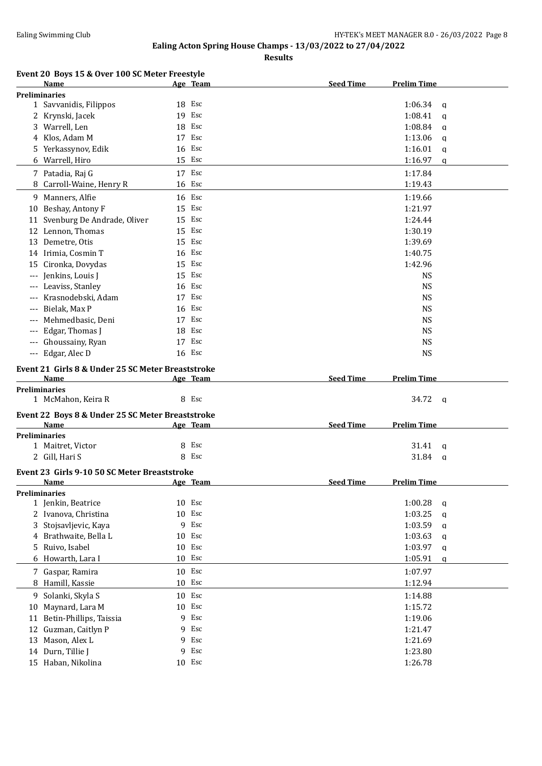Ealing Swimming Club

HY-TEK's MEET MANAGER 8.0 - 26/03/2022

## Ealing Acton Spring House Champs - 13/03/2022 to 27/04/2022

### Results

#### Event 20 Boys 15 & Over 100 SC Meter Freestyle

| | Name | Age | Team | Seed Time | Prelim Time | |
|---|---|---|---|---|---|---|
| **Preliminaries** | | | | | | |
| 1 | Savvanidis, Filippos | 18 | Esc | | 1:06.34 | q |
| 2 | Krynski, Jacek | 19 | Esc | | 1:08.41 | q |
| 3 | Warrell, Len | 18 | Esc | | 1:08.84 | q |
| 4 | Klos, Adam M | 17 | Esc | | 1:13.06 | q |
| 5 | Yerkassynov, Edik | 16 | Esc | | 1:16.01 | q |
| 6 | Warrell, Hiro | 15 | Esc | | 1:16.97 | q |
| 7 | Patadia, Raj G | 17 | Esc | | 1:17.84 | |
| 8 | Carroll-Waine, Henry R | 16 | Esc | | 1:19.43 | |
| 9 | Manners, Alfie | 16 | Esc | | 1:19.66 | |
| 10 | Beshay, Antony F | 15 | Esc | | 1:21.97 | |
| 11 | Svenburg De Andrade, Oliver | 15 | Esc | | 1:24.44 | |
| 12 | Lennon, Thomas | 15 | Esc | | 1:30.19 | |
| 13 | Demetre, Otis | 15 | Esc | | 1:39.69 | |
| 14 | Irimia, Cosmin T | 16 | Esc | | 1:40.75 | |
| 15 | Cironka, Dovydas | 15 | Esc | | 1:42.96 | |
| --- | Jenkins, Louis J | 15 | Esc | | NS | |
| --- | Leaviss, Stanley | 16 | Esc | | NS | |
| --- | Krasnodebski, Adam | 17 | Esc | | NS | |
| --- | Bielak, Max P | 16 | Esc | | NS | |
| --- | Mehmedbasic, Deni | 17 | Esc | | NS | |
| --- | Edgar, Thomas J | 18 | Esc | | NS | |
| --- | Ghoussainy, Ryan | 17 | Esc | | NS | |
| --- | Edgar, Alec D | 16 | Esc | | NS | |

#### Event 21 Girls 8 & Under 25 SC Meter Breaststroke

| | Name | Age | Team | Seed Time | Prelim Time | |
|---|---|---|---|---|---|---|
| **Preliminaries** | | | | | | |
| 1 | McMahon, Keira R | 8 | Esc | | 34.72 | q |

#### Event 22 Boys 8 & Under 25 SC Meter Breaststroke

| | Name | Age | Team | Seed Time | Prelim Time | |
|---|---|---|---|---|---|---|
| **Preliminaries** | | | | | | |
| 1 | Maitret, Victor | 8 | Esc | | 31.41 | q |
| 2 | Gill, Hari S | 8 | Esc | | 31.84 | q |

#### Event 23 Girls 9-10 50 SC Meter Breaststroke

| | Name | Age | Team | Seed Time | Prelim Time | |
|---|---|---|---|---|---|---|
| **Preliminaries** | | | | | | |
| 1 | Jenkin, Beatrice | 10 | Esc | | 1:00.28 | q |
| 2 | Ivanova, Christina | 10 | Esc | | 1:03.25 | q |
| 3 | Stojsavljevic, Kaya | 9 | Esc | | 1:03.59 | q |
| 4 | Brathwaite, Bella L | 10 | Esc | | 1:03.63 | q |
| 5 | Ruivo, Isabel | 10 | Esc | | 1:03.97 | q |
| 6 | Howarth, Lara I | 10 | Esc | | 1:05.91 | q |
| 7 | Gaspar, Ramira | 10 | Esc | | 1:07.97 | |
| 8 | Hamill, Kassie | 10 | Esc | | 1:12.94 | |
| 9 | Solanki, Skyla S | 10 | Esc | | 1:14.88 | |
| 10 | Maynard, Lara M | 10 | Esc | | 1:15.72 | |
| 11 | Betin-Phillips, Taissia | 9 | Esc | | 1:19.06 | |
| 12 | Guzman, Caitlyn P | 9 | Esc | | 1:21.47 | |
| 13 | Mason, Alex L | 9 | Esc | | 1:21.69 | |
| 14 | Durn, Tillie J | 9 | Esc | | 1:23.80 | |
| 15 | Haban, Nikolina | 10 | Esc | | 1:26.78 | |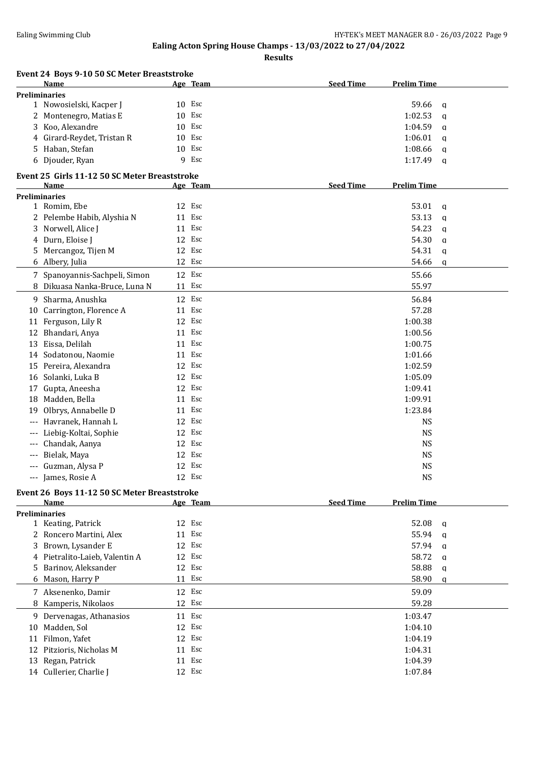Ealing Swimming Club HY-TEK's MEET MANAGER 8.0 - 26/03/2022 Page 9

## Ealing Acton Spring House Champs - 13/03/2022 to 27/04/2022

### Results

#### Event 24 Boys 9-10 50 SC Meter Breaststroke

| | Name | Age | Team | Seed Time | Prelim Time | |
|---|---|---|---|---|---|---|
| **Preliminaries** | | | | | | |
| 1 | Nowosielski, Kacper J | 10 | Esc | | 59.66 | q |
| 2 | Montenegro, Matias E | 10 | Esc | | 1:02.53 | q |
| 3 | Koo, Alexandre | 10 | Esc | | 1:04.59 | q |
| 4 | Girard-Reydet, Tristan R | 10 | Esc | | 1:06.01 | q |
| 5 | Haban, Stefan | 10 | Esc | | 1:08.66 | q |
| 6 | Djouder, Ryan | 9 | Esc | | 1:17.49 | q |

#### Event 25 Girls 11-12 50 SC Meter Breaststroke

| | Name | Age | Team | Seed Time | Prelim Time | |
|---|---|---|---|---|---|---|
| **Preliminaries** | | | | | | |
| 1 | Romim, Ebe | 12 | Esc | | 53.01 | q |
| 2 | Pelembe Habib, Alyshia N | 11 | Esc | | 53.13 | q |
| 3 | Norwell, Alice J | 11 | Esc | | 54.23 | q |
| 4 | Durn, Eloise J | 12 | Esc | | 54.30 | q |
| 5 | Mercangoz, Tijen M | 12 | Esc | | 54.31 | q |
| 6 | Albery, Julia | 12 | Esc | | 54.66 | q |
| 7 | Spanoyannis-Sachpeli, Simon | 12 | Esc | | 55.66 | |
| 8 | Dikuasa Nanka-Bruce, Luna N | 11 | Esc | | 55.97 | |
| 9 | Sharma, Anushka | 12 | Esc | | 56.84 | |
| 10 | Carrington, Florence A | 11 | Esc | | 57.28 | |
| 11 | Ferguson, Lily R | 12 | Esc | | 1:00.38 | |
| 12 | Bhandari, Anya | 11 | Esc | | 1:00.56 | |
| 13 | Eissa, Delilah | 11 | Esc | | 1:00.75 | |
| 14 | Sodatonou, Naomie | 11 | Esc | | 1:01.66 | |
| 15 | Pereira, Alexandra | 12 | Esc | | 1:02.59 | |
| 16 | Solanki, Luka B | 12 | Esc | | 1:05.09 | |
| 17 | Gupta, Aneesha | 12 | Esc | | 1:09.41 | |
| 18 | Madden, Bella | 11 | Esc | | 1:09.91 | |
| 19 | Olbrys, Annabelle D | 11 | Esc | | 1:23.84 | |
| --- | Havranek, Hannah L | 12 | Esc | | NS | |
| --- | Liebig-Koltai, Sophie | 12 | Esc | | NS | |
| --- | Chandak, Aanya | 12 | Esc | | NS | |
| --- | Bielak, Maya | 12 | Esc | | NS | |
| --- | Guzman, Alysa P | 12 | Esc | | NS | |
| --- | James, Rosie A | 12 | Esc | | NS | |

#### Event 26 Boys 11-12 50 SC Meter Breaststroke

| | Name | Age | Team | Seed Time | Prelim Time | |
|---|---|---|---|---|---|---|
| **Preliminaries** | | | | | | |
| 1 | Keating, Patrick | 12 | Esc | | 52.08 | q |
| 2 | Roncero Martini, Alex | 11 | Esc | | 55.94 | q |
| 3 | Brown, Lysander E | 12 | Esc | | 57.94 | q |
| 4 | Pietralito-Laieb, Valentin A | 12 | Esc | | 58.72 | q |
| 5 | Barinov, Aleksander | 12 | Esc | | 58.88 | q |
| 6 | Mason, Harry P | 11 | Esc | | 58.90 | q |
| 7 | Aksenenko, Damir | 12 | Esc | | 59.09 | |
| 8 | Kamperis, Nikolaos | 12 | Esc | | 59.28 | |
| 9 | Dervenagas, Athanasios | 11 | Esc | | 1:03.47 | |
| 10 | Madden, Sol | 12 | Esc | | 1:04.10 | |
| 11 | Filmon, Yafet | 12 | Esc | | 1:04.19 | |
| 12 | Pitzioris, Nicholas M | 11 | Esc | | 1:04.31 | |
| 13 | Regan, Patrick | 11 | Esc | | 1:04.39 | |
| 14 | Cullerier, Charlie J | 12 | Esc | | 1:07.84 | |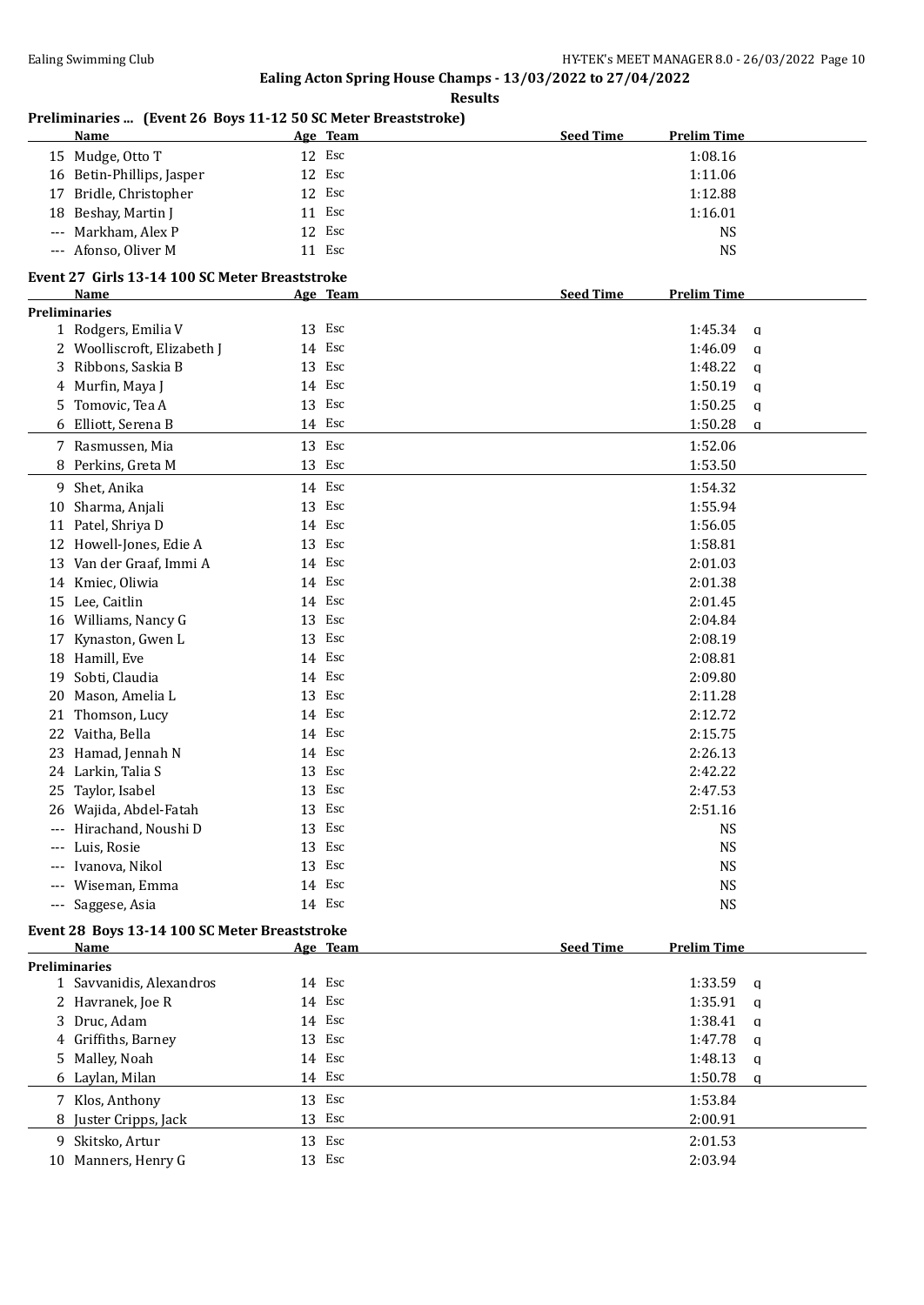**Ealing Acton Spring House Champs - 13/03/2022 to 27/04/2022**

**Results**

### Preliminaries ... (Event 26 Boys 11-12 50 SC Meter Breaststroke)

| | Name | Age | Team | Seed Time | Prelim Time | |
|---|---|---|---|---|---|---|
| 15 | Mudge, Otto T | 12 | Esc | | 1:08.16 | |
| 16 | Betin-Phillips, Jasper | 12 | Esc | | 1:11.06 | |
| 17 | Bridle, Christopher | 12 | Esc | | 1:12.88 | |
| 18 | Beshay, Martin J | 11 | Esc | | 1:16.01 | |
| --- | Markham, Alex P | 12 | Esc | | NS | |
| --- | Afonso, Oliver M | 11 | Esc | | NS | |

### Event 27 Girls 13-14 100 SC Meter Breaststroke

| | Name | Age | Team | Seed Time | Prelim Time | |
|---|---|---|---|---|---|---|
| **Preliminaries** | | | | | | |
| 1 | Rodgers, Emilia V | 13 | Esc | | 1:45.34 | q |
| 2 | Woolliscroft, Elizabeth J | 14 | Esc | | 1:46.09 | q |
| 3 | Ribbons, Saskia B | 13 | Esc | | 1:48.22 | q |
| 4 | Murfin, Maya J | 14 | Esc | | 1:50.19 | q |
| 5 | Tomovic, Tea A | 13 | Esc | | 1:50.25 | q |
| 6 | Elliott, Serena B | 14 | Esc | | 1:50.28 | q |
| 7 | Rasmussen, Mia | 13 | Esc | | 1:52.06 | |
| 8 | Perkins, Greta M | 13 | Esc | | 1:53.50 | |
| 9 | Shet, Anika | 14 | Esc | | 1:54.32 | |
| 10 | Sharma, Anjali | 13 | Esc | | 1:55.94 | |
| 11 | Patel, Shriya D | 14 | Esc | | 1:56.05 | |
| 12 | Howell-Jones, Edie A | 13 | Esc | | 1:58.81 | |
| 13 | Van der Graaf, Immi A | 14 | Esc | | 2:01.03 | |
| 14 | Kmiec, Oliwia | 14 | Esc | | 2:01.38 | |
| 15 | Lee, Caitlin | 14 | Esc | | 2:01.45 | |
| 16 | Williams, Nancy G | 13 | Esc | | 2:04.84 | |
| 17 | Kynaston, Gwen L | 13 | Esc | | 2:08.19 | |
| 18 | Hamill, Eve | 14 | Esc | | 2:08.81 | |
| 19 | Sobti, Claudia | 14 | Esc | | 2:09.80 | |
| 20 | Mason, Amelia L | 13 | Esc | | 2:11.28 | |
| 21 | Thomson, Lucy | 14 | Esc | | 2:12.72 | |
| 22 | Vaitha, Bella | 14 | Esc | | 2:15.75 | |
| 23 | Hamad, Jennah N | 14 | Esc | | 2:26.13 | |
| 24 | Larkin, Talia S | 13 | Esc | | 2:42.22 | |
| 25 | Taylor, Isabel | 13 | Esc | | 2:47.53 | |
| 26 | Wajida, Abdel-Fatah | 13 | Esc | | 2:51.16 | |
| --- | Hirachand, Noushi D | 13 | Esc | | NS | |
| --- | Luis, Rosie | 13 | Esc | | NS | |
| --- | Ivanova, Nikol | 13 | Esc | | NS | |
| --- | Wiseman, Emma | 14 | Esc | | NS | |
| --- | Saggese, Asia | 14 | Esc | | NS | |

### Event 28 Boys 13-14 100 SC Meter Breaststroke

| | Name | Age | Team | Seed Time | Prelim Time | |
|---|---|---|---|---|---|---|
| **Preliminaries** | | | | | | |
| 1 | Savvanidis, Alexandros | 14 | Esc | | 1:33.59 | q |
| 2 | Havranek, Joe R | 14 | Esc | | 1:35.91 | q |
| 3 | Druc, Adam | 14 | Esc | | 1:38.41 | q |
| 4 | Griffiths, Barney | 13 | Esc | | 1:47.78 | q |
| 5 | Malley, Noah | 14 | Esc | | 1:48.13 | q |
| 6 | Laylan, Milan | 14 | Esc | | 1:50.78 | q |
| 7 | Klos, Anthony | 13 | Esc | | 1:53.84 | |
| 8 | Juster Cripps, Jack | 13 | Esc | | 2:00.91 | |
| 9 | Skitsko, Artur | 13 | Esc | | 2:01.53 | |
| 10 | Manners, Henry G | 13 | Esc | | 2:03.94 | |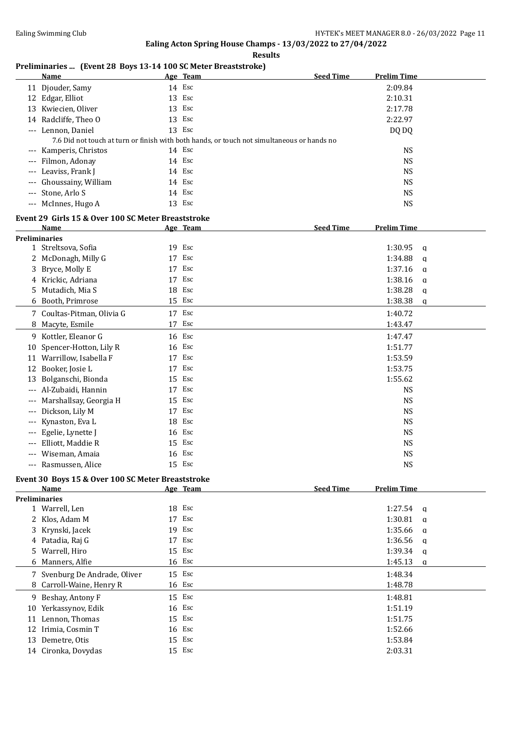## Ealing Acton Spring House Champs - 13/03/2022 to 27/04/2022

**Results**

### Preliminaries ... (Event 28 Boys 13-14 100 SC Meter Breaststroke)

| | Name | Age | Team | Seed Time | Prelim Time |
|---|---|---|---|---|---|
| 11 | Djouder, Samy | 14 | Esc | | 2:09.84 |
| 12 | Edgar, Elliot | 13 | Esc | | 2:10.31 |
| 13 | Kwiecien, Oliver | 13 | Esc | | 2:17.78 |
| 14 | Radcliffe, Theo O | 13 | Esc | | 2:22.97 |
| --- | Lennon, Daniel | 13 | Esc | | DQ DQ |
| | 7.6 Did not touch at turn or finish with both hands, or touch not simultaneous or hands no | | | | |
| --- | Kamperis, Christos | 14 | Esc | | NS |
| --- | Filmon, Adonay | 14 | Esc | | NS |
| --- | Leaviss, Frank J | 14 | Esc | | NS |
| --- | Ghoussainy, William | 14 | Esc | | NS |
| --- | Stone, Arlo S | 14 | Esc | | NS |
| --- | McInnes, Hugo A | 13 | Esc | | NS |

### Event 29 Girls 15 & Over 100 SC Meter Breaststroke

| | Name | Age | Team | Seed Time | Prelim Time | |
|---|---|---|---|---|---|---|
| **Preliminaries** | | | | | | |
| 1 | Streltsova, Sofia | 19 | Esc | | 1:30.95 | q |
| 2 | McDonagh, Milly G | 17 | Esc | | 1:34.88 | q |
| 3 | Bryce, Molly E | 17 | Esc | | 1:37.16 | q |
| 4 | Krickic, Adriana | 17 | Esc | | 1:38.16 | q |
| 5 | Mutadich, Mia S | 18 | Esc | | 1:38.28 | q |
| 6 | Booth, Primrose | 15 | Esc | | 1:38.38 | q |
| 7 | Coultas-Pitman, Olivia G | 17 | Esc | | 1:40.72 | |
| 8 | Macyte, Esmile | 17 | Esc | | 1:43.47 | |
| 9 | Kottler, Eleanor G | 16 | Esc | | 1:47.47 | |
| 10 | Spencer-Hotton, Lily R | 16 | Esc | | 1:51.77 | |
| 11 | Warrillow, Isabella F | 17 | Esc | | 1:53.59 | |
| 12 | Booker, Josie L | 17 | Esc | | 1:53.75 | |
| 13 | Bolganschi, Bionda | 15 | Esc | | 1:55.62 | |
| --- | Al-Zubaidi, Hannin | 17 | Esc | | NS | |
| --- | Marshallsay, Georgia H | 15 | Esc | | NS | |
| --- | Dickson, Lily M | 17 | Esc | | NS | |
| --- | Kynaston, Eva L | 18 | Esc | | NS | |
| --- | Egelie, Lynette J | 16 | Esc | | NS | |
| --- | Elliott, Maddie R | 15 | Esc | | NS | |
| --- | Wiseman, Amaia | 16 | Esc | | NS | |
| --- | Rasmussen, Alice | 15 | Esc | | NS | |

### Event 30 Boys 15 & Over 100 SC Meter Breaststroke

| | Name | Age | Team | Seed Time | Prelim Time | |
|---|---|---|---|---|---|---|
| **Preliminaries** | | | | | | |
| 1 | Warrell, Len | 18 | Esc | | 1:27.54 | q |
| 2 | Klos, Adam M | 17 | Esc | | 1:30.81 | q |
| 3 | Krynski, Jacek | 19 | Esc | | 1:35.66 | q |
| 4 | Patadia, Raj G | 17 | Esc | | 1:36.56 | q |
| 5 | Warrell, Hiro | 15 | Esc | | 1:39.34 | q |
| 6 | Manners, Alfie | 16 | Esc | | 1:45.13 | q |
| 7 | Svenburg De Andrade, Oliver | 15 | Esc | | 1:48.34 | |
| 8 | Carroll-Waine, Henry R | 16 | Esc | | 1:48.78 | |
| 9 | Beshay, Antony F | 15 | Esc | | 1:48.81 | |
| 10 | Yerkassynov, Edik | 16 | Esc | | 1:51.19 | |
| 11 | Lennon, Thomas | 15 | Esc | | 1:51.75 | |
| 12 | Irimia, Cosmin T | 16 | Esc | | 1:52.66 | |
| 13 | Demetre, Otis | 15 | Esc | | 1:53.84 | |
| 14 | Cironka, Dovydas | 15 | Esc | | 2:03.31 | |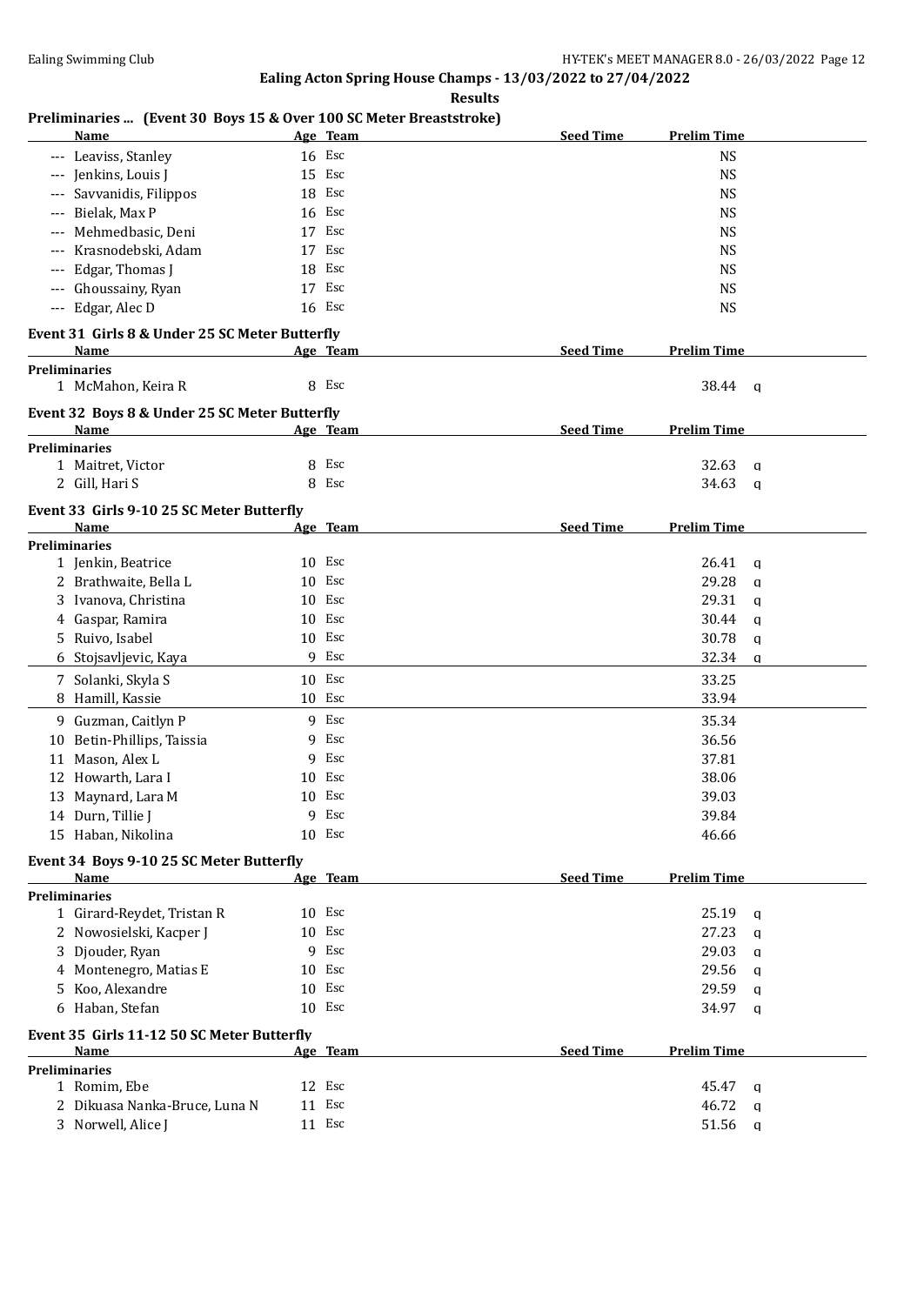Ealing Swimming Club

HY-TEK's MEET MANAGER 8.0 - 26/03/2022

## Ealing Acton Spring House Champs - 13/03/2022 to 27/04/2022

### Results

### Preliminaries ... (Event 30 Boys 15 & Over 100 SC Meter Breaststroke)

| | Name | Age | Team | Seed Time | Prelim Time | |
|---|---|---|---|---|---|---|
| --- | Leaviss, Stanley | 16 | Esc | | NS | |
| --- | Jenkins, Louis J | 15 | Esc | | NS | |
| --- | Savvanidis, Filippos | 18 | Esc | | NS | |
| --- | Bielak, Max P | 16 | Esc | | NS | |
| --- | Mehmedbasic, Deni | 17 | Esc | | NS | |
| --- | Krasnodebski, Adam | 17 | Esc | | NS | |
| --- | Edgar, Thomas J | 18 | Esc | | NS | |
| --- | Ghoussainy, Ryan | 17 | Esc | | NS | |
| --- | Edgar, Alec D | 16 | Esc | | NS | |

### Event 31 Girls 8 & Under 25 SC Meter Butterfly

| | Name | Age | Team | Seed Time | Prelim Time | |
|---|---|---|---|---|---|---|
| **Preliminaries** | | | | | | |
| 1 | McMahon, Keira R | 8 | Esc | | 38.44 | q |

### Event 32 Boys 8 & Under 25 SC Meter Butterfly

| | Name | Age | Team | Seed Time | Prelim Time | |
|---|---|---|---|---|---|---|
| **Preliminaries** | | | | | | |
| 1 | Maitret, Victor | 8 | Esc | | 32.63 | q |
| 2 | Gill, Hari S | 8 | Esc | | 34.63 | q |

### Event 33 Girls 9-10 25 SC Meter Butterfly

| | Name | Age | Team | Seed Time | Prelim Time | |
|---|---|---|---|---|---|---|
| **Preliminaries** | | | | | | |
| 1 | Jenkin, Beatrice | 10 | Esc | | 26.41 | q |
| 2 | Brathwaite, Bella L | 10 | Esc | | 29.28 | q |
| 3 | Ivanova, Christina | 10 | Esc | | 29.31 | q |
| 4 | Gaspar, Ramira | 10 | Esc | | 30.44 | q |
| 5 | Ruivo, Isabel | 10 | Esc | | 30.78 | q |
| 6 | Stojsavljevic, Kaya | 9 | Esc | | 32.34 | q |
| 7 | Solanki, Skyla S | 10 | Esc | | 33.25 | |
| 8 | Hamill, Kassie | 10 | Esc | | 33.94 | |
| 9 | Guzman, Caitlyn P | 9 | Esc | | 35.34 | |
| 10 | Betin-Phillips, Taissia | 9 | Esc | | 36.56 | |
| 11 | Mason, Alex L | 9 | Esc | | 37.81 | |
| 12 | Howarth, Lara I | 10 | Esc | | 38.06 | |
| 13 | Maynard, Lara M | 10 | Esc | | 39.03 | |
| 14 | Durn, Tillie J | 9 | Esc | | 39.84 | |
| 15 | Haban, Nikolina | 10 | Esc | | 46.66 | |

### Event 34 Boys 9-10 25 SC Meter Butterfly

| | Name | Age | Team | Seed Time | Prelim Time | |
|---|---|---|---|---|---|---|
| **Preliminaries** | | | | | | |
| 1 | Girard-Reydet, Tristan R | 10 | Esc | | 25.19 | q |
| 2 | Nowosielski, Kacper J | 10 | Esc | | 27.23 | q |
| 3 | Djouder, Ryan | 9 | Esc | | 29.03 | q |
| 4 | Montenegro, Matias E | 10 | Esc | | 29.56 | q |
| 5 | Koo, Alexandre | 10 | Esc | | 29.59 | q |
| 6 | Haban, Stefan | 10 | Esc | | 34.97 | q |

### Event 35 Girls 11-12 50 SC Meter Butterfly

| | Name | Age | Team | Seed Time | Prelim Time | |
|---|---|---|---|---|---|---|
| **Preliminaries** | | | | | | |
| 1 | Romim, Ebe | 12 | Esc | | 45.47 | q |
| 2 | Dikuasa Nanka-Bruce, Luna N | 11 | Esc | | 46.72 | q |
| 3 | Norwell, Alice J | 11 | Esc | | 51.56 | q |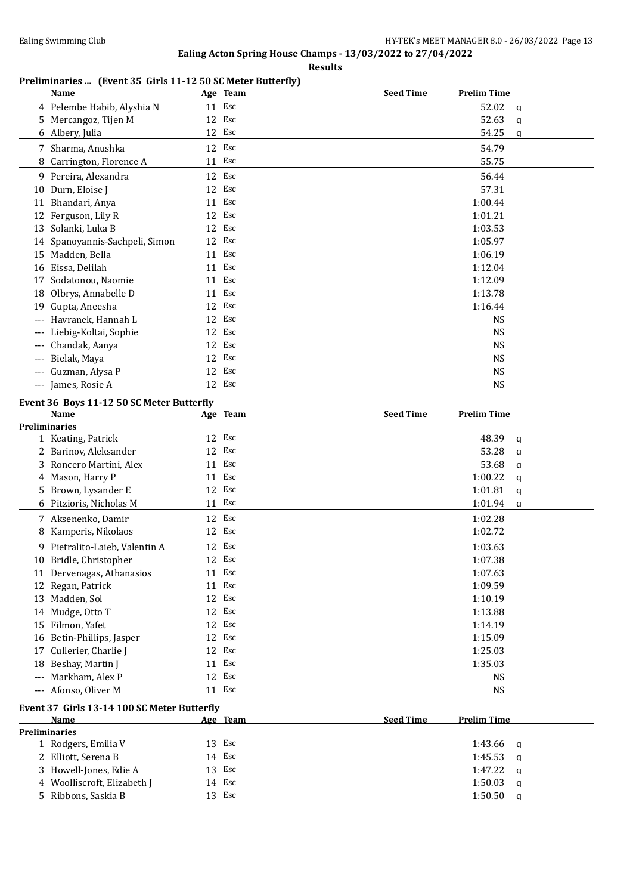## Ealing Acton Spring House Champs - 13/03/2022 to 27/04/2022

**Results**

### Preliminaries ... (Event 35 Girls 11-12 50 SC Meter Butterfly)

| | Name | Age | Team | Seed Time | Prelim Time | |
|---|---|---|---|---|---|---|
| 4 | Pelembe Habib, Alyshia N | 11 | Esc | | 52.02 | q |
| 5 | Mercangoz, Tijen M | 12 | Esc | | 52.63 | q |
| 6 | Albery, Julia | 12 | Esc | | 54.25 | q |
| 7 | Sharma, Anushka | 12 | Esc | | 54.79 | |
| 8 | Carrington, Florence A | 11 | Esc | | 55.75 | |
| 9 | Pereira, Alexandra | 12 | Esc | | 56.44 | |
| 10 | Durn, Eloise J | 12 | Esc | | 57.31 | |
| 11 | Bhandari, Anya | 11 | Esc | | 1:00.44 | |
| 12 | Ferguson, Lily R | 12 | Esc | | 1:01.21 | |
| 13 | Solanki, Luka B | 12 | Esc | | 1:03.53 | |
| 14 | Spanoyannis-Sachpeli, Simon | 12 | Esc | | 1:05.97 | |
| 15 | Madden, Bella | 11 | Esc | | 1:06.19 | |
| 16 | Eissa, Delilah | 11 | Esc | | 1:12.04 | |
| 17 | Sodatonou, Naomie | 11 | Esc | | 1:12.09 | |
| 18 | Olbrys, Annabelle D | 11 | Esc | | 1:13.78 | |
| 19 | Gupta, Aneesha | 12 | Esc | | 1:16.44 | |
| --- | Havranek, Hannah L | 12 | Esc | | NS | |
| --- | Liebig-Koltai, Sophie | 12 | Esc | | NS | |
| --- | Chandak, Aanya | 12 | Esc | | NS | |
| --- | Bielak, Maya | 12 | Esc | | NS | |
| --- | Guzman, Alysa P | 12 | Esc | | NS | |
| --- | James, Rosie A | 12 | Esc | | NS | |

### Event 36 Boys 11-12 50 SC Meter Butterfly

| | Name | Age | Team | Seed Time | Prelim Time | |
|---|---|---|---|---|---|---|
| **Preliminaries** | | | | | | |
| 1 | Keating, Patrick | 12 | Esc | | 48.39 | q |
| 2 | Barinov, Aleksander | 12 | Esc | | 53.28 | q |
| 3 | Roncero Martini, Alex | 11 | Esc | | 53.68 | q |
| 4 | Mason, Harry P | 11 | Esc | | 1:00.22 | q |
| 5 | Brown, Lysander E | 12 | Esc | | 1:01.81 | q |
| 6 | Pitzioris, Nicholas M | 11 | Esc | | 1:01.94 | q |
| 7 | Aksenenko, Damir | 12 | Esc | | 1:02.28 | |
| 8 | Kamperis, Nikolaos | 12 | Esc | | 1:02.72 | |
| 9 | Pietralito-Laieb, Valentin A | 12 | Esc | | 1:03.63 | |
| 10 | Bridle, Christopher | 12 | Esc | | 1:07.38 | |
| 11 | Dervenagas, Athanasios | 11 | Esc | | 1:07.63 | |
| 12 | Regan, Patrick | 11 | Esc | | 1:09.59 | |
| 13 | Madden, Sol | 12 | Esc | | 1:10.19 | |
| 14 | Mudge, Otto T | 12 | Esc | | 1:13.88 | |
| 15 | Filmon, Yafet | 12 | Esc | | 1:14.19 | |
| 16 | Betin-Phillips, Jasper | 12 | Esc | | 1:15.09 | |
| 17 | Cullerier, Charlie J | 12 | Esc | | 1:25.03 | |
| 18 | Beshay, Martin J | 11 | Esc | | 1:35.03 | |
| --- | Markham, Alex P | 12 | Esc | | NS | |
| --- | Afonso, Oliver M | 11 | Esc | | NS | |

### Event 37 Girls 13-14 100 SC Meter Butterfly

| | Name | Age | Team | Seed Time | Prelim Time | |
|---|---|---|---|---|---|---|
| **Preliminaries** | | | | | | |
| 1 | Rodgers, Emilia V | 13 | Esc | | 1:43.66 | q |
| 2 | Elliott, Serena B | 14 | Esc | | 1:45.53 | q |
| 3 | Howell-Jones, Edie A | 13 | Esc | | 1:47.22 | q |
| 4 | Woolliscroft, Elizabeth J | 14 | Esc | | 1:50.03 | q |
| 5 | Ribbons, Saskia B | 13 | Esc | | 1:50.50 | q |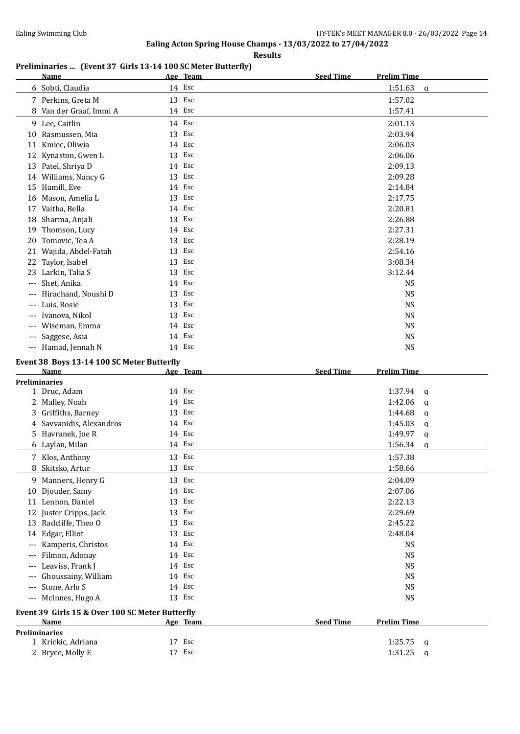## Ealing Acton Spring House Champs - 13/03/2022 to 27/04/2022

### Results

### Preliminaries ... (Event 37 Girls 13-14 100 SC Meter Butterfly)

| | Name | Age | Team | Seed Time | Prelim Time | |
|---|---|---|---|---|---|---|
| 6 | Sobti, Claudia | 14 | Esc | | 1:51.63 | q |
| 7 | Perkins, Greta M | 13 | Esc | | 1:57.02 | |
| 8 | Van der Graaf, Immi A | 14 | Esc | | 1:57.41 | |
| 9 | Lee, Caitlin | 14 | Esc | | 2:01.13 | |
| 10 | Rasmussen, Mia | 13 | Esc | | 2:03.94 | |
| 11 | Kmiec, Oliwia | 14 | Esc | | 2:06.03 | |
| 12 | Kynaston, Gwen L | 13 | Esc | | 2:06.06 | |
| 13 | Patel, Shriya D | 14 | Esc | | 2:09.13 | |
| 14 | Williams, Nancy G | 13 | Esc | | 2:09.28 | |
| 15 | Hamill, Eve | 14 | Esc | | 2:14.84 | |
| 16 | Mason, Amelia L | 13 | Esc | | 2:17.75 | |
| 17 | Vaitha, Bella | 14 | Esc | | 2:20.81 | |
| 18 | Sharma, Anjali | 13 | Esc | | 2:26.88 | |
| 19 | Thomson, Lucy | 14 | Esc | | 2:27.31 | |
| 20 | Tomovic, Tea A | 13 | Esc | | 2:28.19 | |
| 21 | Wajida, Abdel-Fatah | 13 | Esc | | 2:54.16 | |
| 22 | Taylor, Isabel | 13 | Esc | | 3:08.34 | |
| 23 | Larkin, Talia S | 13 | Esc | | 3:12.44 | |
| --- | Shet, Anika | 14 | Esc | | NS | |
| --- | Hirachand, Noushi D | 13 | Esc | | NS | |
| --- | Luis, Rosie | 13 | Esc | | NS | |
| --- | Ivanova, Nikol | 13 | Esc | | NS | |
| --- | Wiseman, Emma | 14 | Esc | | NS | |
| --- | Saggese, Asia | 14 | Esc | | NS | |
| --- | Hamad, Jennah N | 14 | Esc | | NS | |

### Event 38 Boys 13-14 100 SC Meter Butterfly

| | Name | Age | Team | Seed Time | Prelim Time | |
|---|---|---|---|---|---|---|
| **Preliminaries** | | | | | | |
| 1 | Druc, Adam | 14 | Esc | | 1:37.94 | q |
| 2 | Malley, Noah | 14 | Esc | | 1:42.06 | q |
| 3 | Griffiths, Barney | 13 | Esc | | 1:44.68 | q |
| 4 | Savvanidis, Alexandros | 14 | Esc | | 1:45.03 | q |
| 5 | Havranek, Joe R | 14 | Esc | | 1:49.97 | q |
| 6 | Laylan, Milan | 14 | Esc | | 1:56.34 | q |
| 7 | Klos, Anthony | 13 | Esc | | 1:57.38 | |
| 8 | Skitsko, Artur | 13 | Esc | | 1:58.66 | |
| 9 | Manners, Henry G | 13 | Esc | | 2:04.09 | |
| 10 | Djouder, Samy | 14 | Esc | | 2:07.06 | |
| 11 | Lennon, Daniel | 13 | Esc | | 2:22.13 | |
| 12 | Juster Cripps, Jack | 13 | Esc | | 2:29.69 | |
| 13 | Radcliffe, Theo O | 13 | Esc | | 2:45.22 | |
| 14 | Edgar, Elliot | 13 | Esc | | 2:48.04 | |
| --- | Kamperis, Christos | 14 | Esc | | NS | |
| --- | Filmon, Adonay | 14 | Esc | | NS | |
| --- | Leaviss, Frank J | 14 | Esc | | NS | |
| --- | Ghoussainy, William | 14 | Esc | | NS | |
| --- | Stone, Arlo S | 14 | Esc | | NS | |
| --- | McInnes, Hugo A | 13 | Esc | | NS | |

### Event 39 Girls 15 & Over 100 SC Meter Butterfly

| | Name | Age | Team | Seed Time | Prelim Time | |
|---|---|---|---|---|---|---|
| **Preliminaries** | | | | | | |
| 1 | Krickic, Adriana | 17 | Esc | | 1:25.75 | q |
| 2 | Bryce, Molly E | 17 | Esc | | 1:31.25 | q |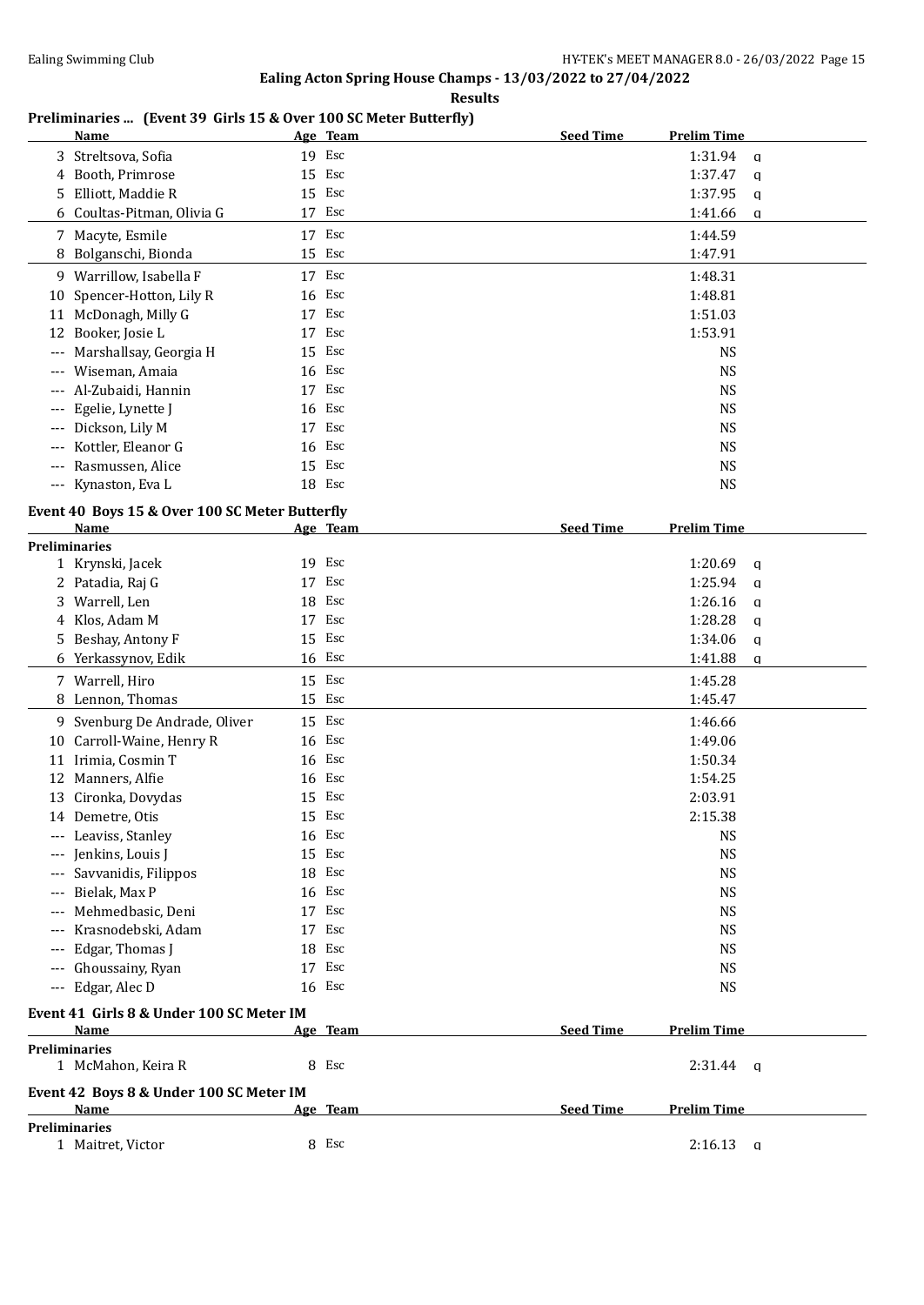**Ealing Acton Spring House Champs - 13/03/2022 to 27/04/2022**

**Results**

### Preliminaries ... (Event 39 Girls 15 & Over 100 SC Meter Butterfly)

| | Name | Age | Team | Seed Time | Prelim Time | |
|---|---|---|---|---|---|---|
| 3 | Streltsova, Sofia | 19 | Esc | | 1:31.94 | q |
| 4 | Booth, Primrose | 15 | Esc | | 1:37.47 | q |
| 5 | Elliott, Maddie R | 15 | Esc | | 1:37.95 | q |
| 6 | Coultas-Pitman, Olivia G | 17 | Esc | | 1:41.66 | q |
| 7 | Macyte, Esmile | 17 | Esc | | 1:44.59 | |
| 8 | Bolganschi, Bionda | 15 | Esc | | 1:47.91 | |
| 9 | Warrillow, Isabella F | 17 | Esc | | 1:48.31 | |
| 10 | Spencer-Hotton, Lily R | 16 | Esc | | 1:48.81 | |
| 11 | McDonagh, Milly G | 17 | Esc | | 1:51.03 | |
| 12 | Booker, Josie L | 17 | Esc | | 1:53.91 | |
| --- | Marshallsay, Georgia H | 15 | Esc | | NS | |
| --- | Wiseman, Amaia | 16 | Esc | | NS | |
| --- | Al-Zubaidi, Hannin | 17 | Esc | | NS | |
| --- | Egelie, Lynette J | 16 | Esc | | NS | |
| --- | Dickson, Lily M | 17 | Esc | | NS | |
| --- | Kottler, Eleanor G | 16 | Esc | | NS | |
| --- | Rasmussen, Alice | 15 | Esc | | NS | |
| --- | Kynaston, Eva L | 18 | Esc | | NS | |

### Event 40 Boys 15 & Over 100 SC Meter Butterfly

| | Name | Age | Team | Seed Time | Prelim Time | |
|---|---|---|---|---|---|---|
| **Preliminaries** | | | | | | |
| 1 | Krynski, Jacek | 19 | Esc | | 1:20.69 | q |
| 2 | Patadia, Raj G | 17 | Esc | | 1:25.94 | q |
| 3 | Warrell, Len | 18 | Esc | | 1:26.16 | q |
| 4 | Klos, Adam M | 17 | Esc | | 1:28.28 | q |
| 5 | Beshay, Antony F | 15 | Esc | | 1:34.06 | q |
| 6 | Yerkassynov, Edik | 16 | Esc | | 1:41.88 | q |
| 7 | Warrell, Hiro | 15 | Esc | | 1:45.28 | |
| 8 | Lennon, Thomas | 15 | Esc | | 1:45.47 | |
| 9 | Svenburg De Andrade, Oliver | 15 | Esc | | 1:46.66 | |
| 10 | Carroll-Waine, Henry R | 16 | Esc | | 1:49.06 | |
| 11 | Irimia, Cosmin T | 16 | Esc | | 1:50.34 | |
| 12 | Manners, Alfie | 16 | Esc | | 1:54.25 | |
| 13 | Cironka, Dovydas | 15 | Esc | | 2:03.91 | |
| 14 | Demetre, Otis | 15 | Esc | | 2:15.38 | |
| --- | Leaviss, Stanley | 16 | Esc | | NS | |
| --- | Jenkins, Louis J | 15 | Esc | | NS | |
| --- | Savvanidis, Filippos | 18 | Esc | | NS | |
| --- | Bielak, Max P | 16 | Esc | | NS | |
| --- | Mehmedbasic, Deni | 17 | Esc | | NS | |
| --- | Krasnodebski, Adam | 17 | Esc | | NS | |
| --- | Edgar, Thomas J | 18 | Esc | | NS | |
| --- | Ghoussainy, Ryan | 17 | Esc | | NS | |
| --- | Edgar, Alec D | 16 | Esc | | NS | |

### Event 41 Girls 8 & Under 100 SC Meter IM

| | Name | Age | Team | Seed Time | Prelim Time | |
|---|---|---|---|---|---|---|
| **Preliminaries** | | | | | | |
| 1 | McMahon, Keira R | 8 | Esc | | 2:31.44 | q |

### Event 42 Boys 8 & Under 100 SC Meter IM

| | Name | Age | Team | Seed Time | Prelim Time | |
|---|---|---|---|---|---|---|
| **Preliminaries** | | | | | | |
| 1 | Maitret, Victor | 8 | Esc | | 2:16.13 | q |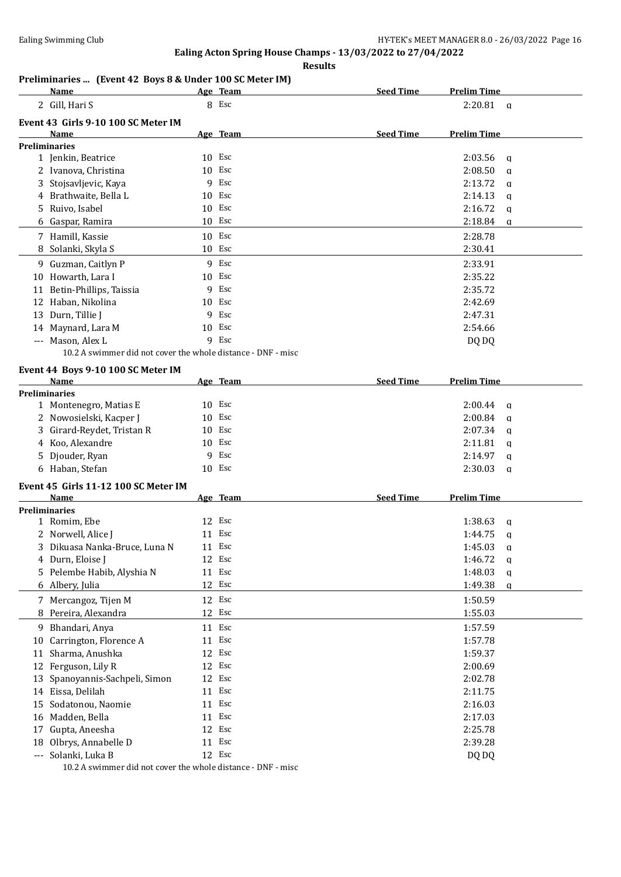# Ealing Acton Spring House Champs - 13/03/2022 to 27/04/2022

## Results

### Preliminaries ... (Event 42 Boys 8 & Under 100 SC Meter IM)

| | Name | Age | Team | Seed Time | Prelim Time | |
|---|---|---|---|---|---|---|
| 2 | Gill, Hari S | 8 | Esc | | 2:20.81 | q |

### Event 43 Girls 9-10 100 SC Meter IM

| | Name | Age | Team | Seed Time | Prelim Time | |
|---|---|---|---|---|---|---|
| **Preliminaries** | | | | | | |
| 1 | Jenkin, Beatrice | 10 | Esc | | 2:03.56 | q |
| 2 | Ivanova, Christina | 10 | Esc | | 2:08.50 | q |
| 3 | Stojsavljevic, Kaya | 9 | Esc | | 2:13.72 | q |
| 4 | Brathwaite, Bella L | 10 | Esc | | 2:14.13 | q |
| 5 | Ruivo, Isabel | 10 | Esc | | 2:16.72 | q |
| 6 | Gaspar, Ramira | 10 | Esc | | 2:18.84 | q |
| 7 | Hamill, Kassie | 10 | Esc | | 2:28.78 | |
| 8 | Solanki, Skyla S | 10 | Esc | | 2:30.41 | |
| 9 | Guzman, Caitlyn P | 9 | Esc | | 2:33.91 | |
| 10 | Howarth, Lara I | 10 | Esc | | 2:35.22 | |
| 11 | Betin-Phillips, Taissia | 9 | Esc | | 2:35.72 | |
| 12 | Haban, Nikolina | 10 | Esc | | 2:42.69 | |
| 13 | Durn, Tillie J | 9 | Esc | | 2:47.31 | |
| 14 | Maynard, Lara M | 10 | Esc | | 2:54.66 | |
| --- | Mason, Alex L | 9 | Esc | | DQ DQ | |

10.2 A swimmer did not cover the whole distance - DNF - misc

### Event 44 Boys 9-10 100 SC Meter IM

| | Name | Age | Team | Seed Time | Prelim Time | |
|---|---|---|---|---|---|---|
| **Preliminaries** | | | | | | |
| 1 | Montenegro, Matias E | 10 | Esc | | 2:00.44 | q |
| 2 | Nowosielski, Kacper J | 10 | Esc | | 2:00.84 | q |
| 3 | Girard-Reydet, Tristan R | 10 | Esc | | 2:07.34 | q |
| 4 | Koo, Alexandre | 10 | Esc | | 2:11.81 | q |
| 5 | Djouder, Ryan | 9 | Esc | | 2:14.97 | q |
| 6 | Haban, Stefan | 10 | Esc | | 2:30.03 | q |

### Event 45 Girls 11-12 100 SC Meter IM

| | Name | Age | Team | Seed Time | Prelim Time | |
|---|---|---|---|---|---|---|
| **Preliminaries** | | | | | | |
| 1 | Romim, Ebe | 12 | Esc | | 1:38.63 | q |
| 2 | Norwell, Alice J | 11 | Esc | | 1:44.75 | q |
| 3 | Dikuasa Nanka-Bruce, Luna N | 11 | Esc | | 1:45.03 | q |
| 4 | Durn, Eloise J | 12 | Esc | | 1:46.72 | q |
| 5 | Pelembe Habib, Alyshia N | 11 | Esc | | 1:48.03 | q |
| 6 | Albery, Julia | 12 | Esc | | 1:49.38 | q |
| 7 | Mercangoz, Tijen M | 12 | Esc | | 1:50.59 | |
| 8 | Pereira, Alexandra | 12 | Esc | | 1:55.03 | |
| 9 | Bhandari, Anya | 11 | Esc | | 1:57.59 | |
| 10 | Carrington, Florence A | 11 | Esc | | 1:57.78 | |
| 11 | Sharma, Anushka | 12 | Esc | | 1:59.37 | |
| 12 | Ferguson, Lily R | 12 | Esc | | 2:00.69 | |
| 13 | Spanoyannis-Sachpeli, Simon | 12 | Esc | | 2:02.78 | |
| 14 | Eissa, Delilah | 11 | Esc | | 2:11.75 | |
| 15 | Sodatonou, Naomie | 11 | Esc | | 2:16.03 | |
| 16 | Madden, Bella | 11 | Esc | | 2:17.03 | |
| 17 | Gupta, Aneesha | 12 | Esc | | 2:25.78 | |
| 18 | Olbrys, Annabelle D | 11 | Esc | | 2:39.28 | |
| --- | Solanki, Luka B | 12 | Esc | | DQ DQ | |

10.2 A swimmer did not cover the whole distance - DNF - misc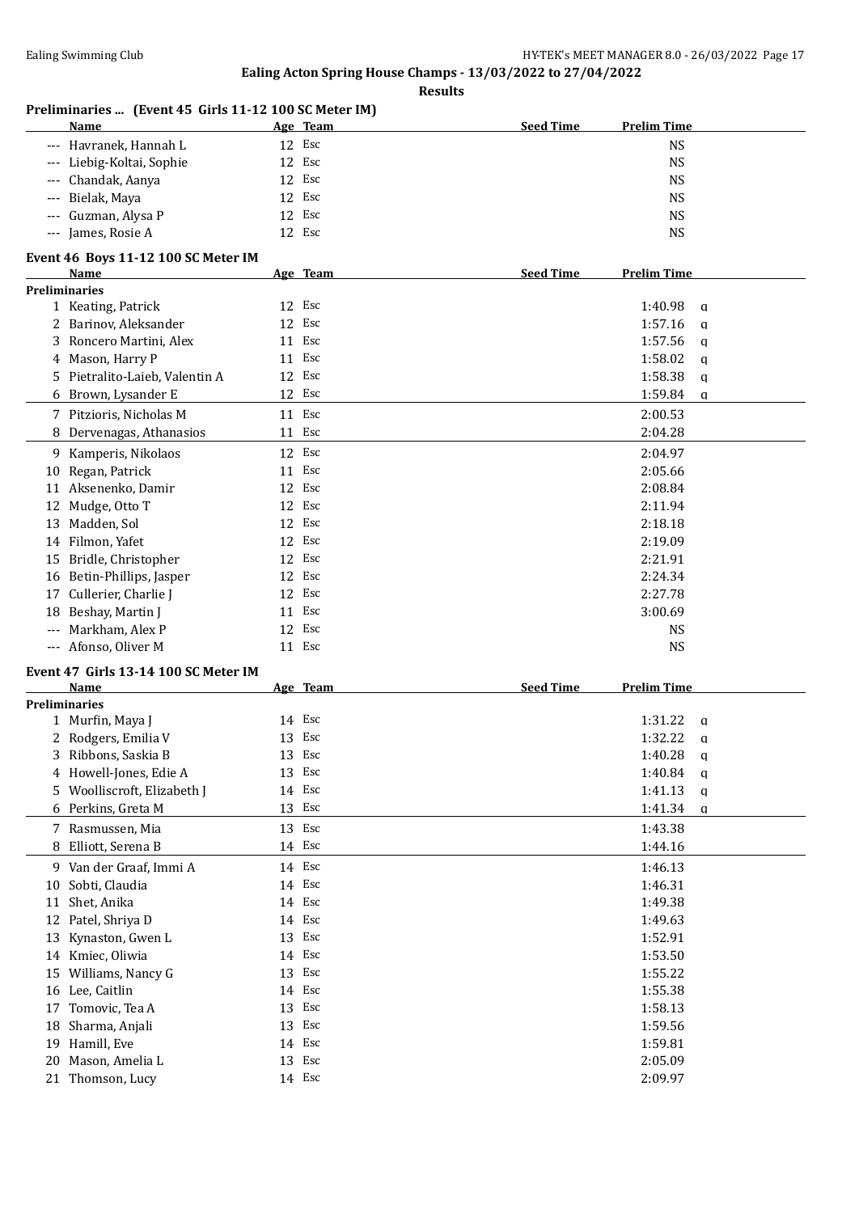## Ealing Acton Spring House Champs - 13/03/2022 to 27/04/2022

**Results**

### Preliminaries ... (Event 45 Girls 11-12 100 SC Meter IM)

| | Name | Age | Team | Seed Time | Prelim Time | |
|---|---|---|---|---|---|---|
| --- | Havranek, Hannah L | 12 | Esc | | NS | |
| --- | Liebig-Koltai, Sophie | 12 | Esc | | NS | |
| --- | Chandak, Aanya | 12 | Esc | | NS | |
| --- | Bielak, Maya | 12 | Esc | | NS | |
| --- | Guzman, Alysa P | 12 | Esc | | NS | |
| --- | James, Rosie A | 12 | Esc | | NS | |

### Event 46 Boys 11-12 100 SC Meter IM

| | Name | Age | Team | Seed Time | Prelim Time | |
|---|---|---|---|---|---|---|
| **Preliminaries** | | | | | | |
| 1 | Keating, Patrick | 12 | Esc | | 1:40.98 | q |
| 2 | Barinov, Aleksander | 12 | Esc | | 1:57.16 | q |
| 3 | Roncero Martini, Alex | 11 | Esc | | 1:57.56 | q |
| 4 | Mason, Harry P | 11 | Esc | | 1:58.02 | q |
| 5 | Pietralito-Laieb, Valentin A | 12 | Esc | | 1:58.38 | q |
| 6 | Brown, Lysander E | 12 | Esc | | 1:59.84 | q |
| 7 | Pitzioris, Nicholas M | 11 | Esc | | 2:00.53 | |
| 8 | Dervenagas, Athanasios | 11 | Esc | | 2:04.28 | |
| 9 | Kamperis, Nikolaos | 12 | Esc | | 2:04.97 | |
| 10 | Regan, Patrick | 11 | Esc | | 2:05.66 | |
| 11 | Aksenenko, Damir | 12 | Esc | | 2:08.84 | |
| 12 | Mudge, Otto T | 12 | Esc | | 2:11.94 | |
| 13 | Madden, Sol | 12 | Esc | | 2:18.18 | |
| 14 | Filmon, Yafet | 12 | Esc | | 2:19.09 | |
| 15 | Bridle, Christopher | 12 | Esc | | 2:21.91 | |
| 16 | Betin-Phillips, Jasper | 12 | Esc | | 2:24.34 | |
| 17 | Cullerier, Charlie J | 12 | Esc | | 2:27.78 | |
| 18 | Beshay, Martin J | 11 | Esc | | 3:00.69 | |
| --- | Markham, Alex P | 12 | Esc | | NS | |
| --- | Afonso, Oliver M | 11 | Esc | | NS | |

### Event 47 Girls 13-14 100 SC Meter IM

| | Name | Age | Team | Seed Time | Prelim Time | |
|---|---|---|---|---|---|---|
| **Preliminaries** | | | | | | |
| 1 | Murfin, Maya J | 14 | Esc | | 1:31.22 | q |
| 2 | Rodgers, Emilia V | 13 | Esc | | 1:32.22 | q |
| 3 | Ribbons, Saskia B | 13 | Esc | | 1:40.28 | q |
| 4 | Howell-Jones, Edie A | 13 | Esc | | 1:40.84 | q |
| 5 | Woolliscroft, Elizabeth J | 14 | Esc | | 1:41.13 | q |
| 6 | Perkins, Greta M | 13 | Esc | | 1:41.34 | q |
| 7 | Rasmussen, Mia | 13 | Esc | | 1:43.38 | |
| 8 | Elliott, Serena B | 14 | Esc | | 1:44.16 | |
| 9 | Van der Graaf, Immi A | 14 | Esc | | 1:46.13 | |
| 10 | Sobti, Claudia | 14 | Esc | | 1:46.31 | |
| 11 | Shet, Anika | 14 | Esc | | 1:49.38 | |
| 12 | Patel, Shriya D | 14 | Esc | | 1:49.63 | |
| 13 | Kynaston, Gwen L | 13 | Esc | | 1:52.91 | |
| 14 | Kmiec, Oliwia | 14 | Esc | | 1:53.50 | |
| 15 | Williams, Nancy G | 13 | Esc | | 1:55.22 | |
| 16 | Lee, Caitlin | 14 | Esc | | 1:55.38 | |
| 17 | Tomovic, Tea A | 13 | Esc | | 1:58.13 | |
| 18 | Sharma, Anjali | 13 | Esc | | 1:59.56 | |
| 19 | Hamill, Eve | 14 | Esc | | 1:59.81 | |
| 20 | Mason, Amelia L | 13 | Esc | | 2:05.09 | |
| 21 | Thomson, Lucy | 14 | Esc | | 2:09.97 | |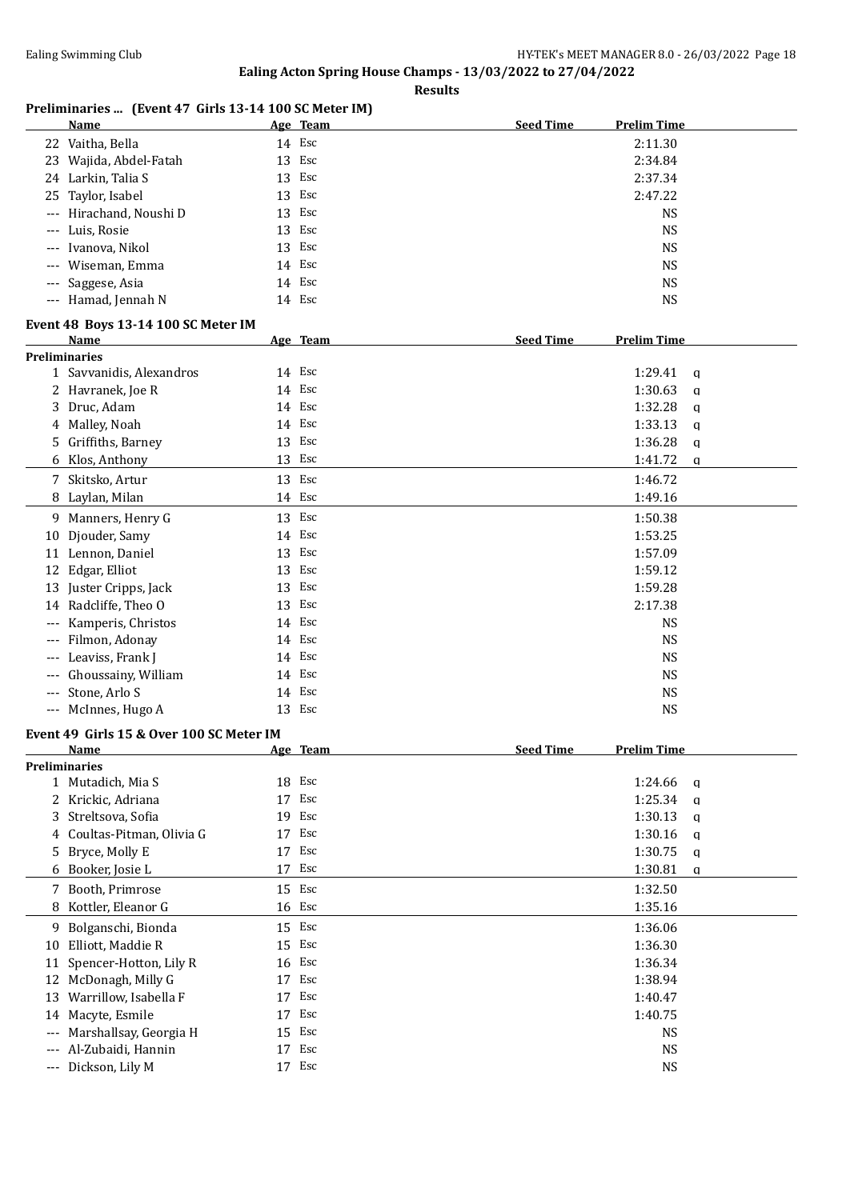## Ealing Acton Spring House Champs - 13/03/2022 to 27/04/2022

### Results

#### Preliminaries ... (Event 47 Girls 13-14 100 SC Meter IM)

| | Name | Age | Team | Seed Time | Prelim Time | |
|---|---|---|---|---|---|---|
| 22 | Vaitha, Bella | 14 | Esc | | 2:11.30 | |
| 23 | Wajida, Abdel-Fatah | 13 | Esc | | 2:34.84 | |
| 24 | Larkin, Talia S | 13 | Esc | | 2:37.34 | |
| 25 | Taylor, Isabel | 13 | Esc | | 2:47.22 | |
| --- | Hirachand, Noushi D | 13 | Esc | | NS | |
| --- | Luis, Rosie | 13 | Esc | | NS | |
| --- | Ivanova, Nikol | 13 | Esc | | NS | |
| --- | Wiseman, Emma | 14 | Esc | | NS | |
| --- | Saggese, Asia | 14 | Esc | | NS | |
| --- | Hamad, Jennah N | 14 | Esc | | NS | |

#### Event 48 Boys 13-14 100 SC Meter IM

| | Name | Age | Team | Seed Time | Prelim Time | |
|---|---|---|---|---|---|---|
| **Preliminaries** | | | | | | |
| 1 | Savvanidis, Alexandros | 14 | Esc | | 1:29.41 | q |
| 2 | Havranek, Joe R | 14 | Esc | | 1:30.63 | q |
| 3 | Druc, Adam | 14 | Esc | | 1:32.28 | q |
| 4 | Malley, Noah | 14 | Esc | | 1:33.13 | q |
| 5 | Griffiths, Barney | 13 | Esc | | 1:36.28 | q |
| 6 | Klos, Anthony | 13 | Esc | | 1:41.72 | q |
| 7 | Skitsko, Artur | 13 | Esc | | 1:46.72 | |
| 8 | Laylan, Milan | 14 | Esc | | 1:49.16 | |
| 9 | Manners, Henry G | 13 | Esc | | 1:50.38 | |
| 10 | Djouder, Samy | 14 | Esc | | 1:53.25 | |
| 11 | Lennon, Daniel | 13 | Esc | | 1:57.09 | |
| 12 | Edgar, Elliot | 13 | Esc | | 1:59.12 | |
| 13 | Juster Cripps, Jack | 13 | Esc | | 1:59.28 | |
| 14 | Radcliffe, Theo O | 13 | Esc | | 2:17.38 | |
| --- | Kamperis, Christos | 14 | Esc | | NS | |
| --- | Filmon, Adonay | 14 | Esc | | NS | |
| --- | Leaviss, Frank J | 14 | Esc | | NS | |
| --- | Ghoussainy, William | 14 | Esc | | NS | |
| --- | Stone, Arlo S | 14 | Esc | | NS | |
| --- | McInnes, Hugo A | 13 | Esc | | NS | |

#### Event 49 Girls 15 & Over 100 SC Meter IM

| | Name | Age | Team | Seed Time | Prelim Time | |
|---|---|---|---|---|---|---|
| **Preliminaries** | | | | | | |
| 1 | Mutadich, Mia S | 18 | Esc | | 1:24.66 | q |
| 2 | Krickic, Adriana | 17 | Esc | | 1:25.34 | q |
| 3 | Streltsova, Sofia | 19 | Esc | | 1:30.13 | q |
| 4 | Coultas-Pitman, Olivia G | 17 | Esc | | 1:30.16 | q |
| 5 | Bryce, Molly E | 17 | Esc | | 1:30.75 | q |
| 6 | Booker, Josie L | 17 | Esc | | 1:30.81 | q |
| 7 | Booth, Primrose | 15 | Esc | | 1:32.50 | |
| 8 | Kottler, Eleanor G | 16 | Esc | | 1:35.16 | |
| 9 | Bolganschi, Bionda | 15 | Esc | | 1:36.06 | |
| 10 | Elliott, Maddie R | 15 | Esc | | 1:36.30 | |
| 11 | Spencer-Hotton, Lily R | 16 | Esc | | 1:36.34 | |
| 12 | McDonagh, Milly G | 17 | Esc | | 1:38.94 | |
| 13 | Warrillow, Isabella F | 17 | Esc | | 1:40.47 | |
| 14 | Macyte, Esmile | 17 | Esc | | 1:40.75 | |
| --- | Marshallsay, Georgia H | 15 | Esc | | NS | |
| --- | Al-Zubaidi, Hannin | 17 | Esc | | NS | |
| --- | Dickson, Lily M | 17 | Esc | | NS | |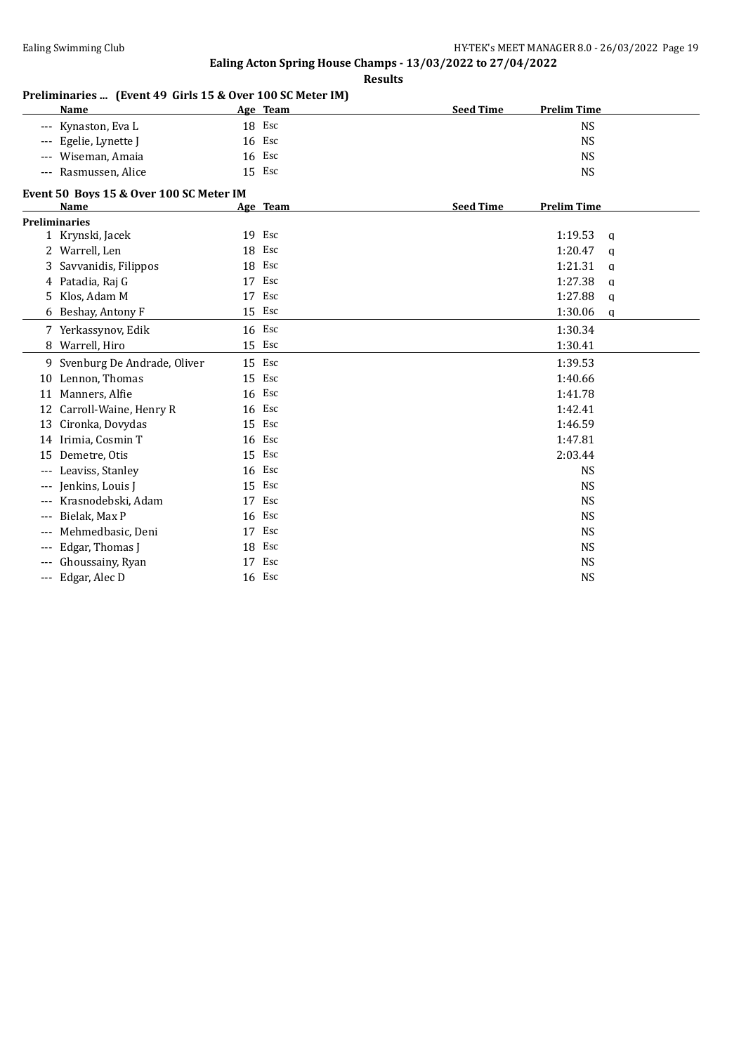**Ealing Acton Spring House Champs - 13/03/2022 to 27/04/2022**

**Results**

### Preliminaries ... (Event 49 Girls 15 & Over 100 SC Meter IM)

| | Name | Age | Team | Seed Time | Prelim Time | |
|---|---|---|---|---|---|---|
| --- | Kynaston, Eva L | 18 | Esc | | NS | |
| --- | Egelie, Lynette J | 16 | Esc | | NS | |
| --- | Wiseman, Amaia | 16 | Esc | | NS | |
| --- | Rasmussen, Alice | 15 | Esc | | NS | |

### Event 50 Boys 15 & Over 100 SC Meter IM

**Preliminaries**

| | Name | Age | Team | Seed Time | Prelim Time | |
|---|---|---|---|---|---|---|
| 1 | Krynski, Jacek | 19 | Esc | | 1:19.53 | q |
| 2 | Warrell, Len | 18 | Esc | | 1:20.47 | q |
| 3 | Savvanidis, Filippos | 18 | Esc | | 1:21.31 | q |
| 4 | Patadia, Raj G | 17 | Esc | | 1:27.38 | q |
| 5 | Klos, Adam M | 17 | Esc | | 1:27.88 | q |
| 6 | Beshay, Antony F | 15 | Esc | | 1:30.06 | q |
| 7 | Yerkassynov, Edik | 16 | Esc | | 1:30.34 | |
| 8 | Warrell, Hiro | 15 | Esc | | 1:30.41 | |
| 9 | Svenburg De Andrade, Oliver | 15 | Esc | | 1:39.53 | |
| 10 | Lennon, Thomas | 15 | Esc | | 1:40.66 | |
| 11 | Manners, Alfie | 16 | Esc | | 1:41.78 | |
| 12 | Carroll-Waine, Henry R | 16 | Esc | | 1:42.41 | |
| 13 | Cironka, Dovydas | 15 | Esc | | 1:46.59 | |
| 14 | Irimia, Cosmin T | 16 | Esc | | 1:47.81 | |
| 15 | Demetre, Otis | 15 | Esc | | 2:03.44 | |
| --- | Leaviss, Stanley | 16 | Esc | | NS | |
| --- | Jenkins, Louis J | 15 | Esc | | NS | |
| --- | Krasnodebski, Adam | 17 | Esc | | NS | |
| --- | Bielak, Max P | 16 | Esc | | NS | |
| --- | Mehmedbasic, Deni | 17 | Esc | | NS | |
| --- | Edgar, Thomas J | 18 | Esc | | NS | |
| --- | Ghoussainy, Ryan | 17 | Esc | | NS | |
| --- | Edgar, Alec D | 16 | Esc | | NS | |